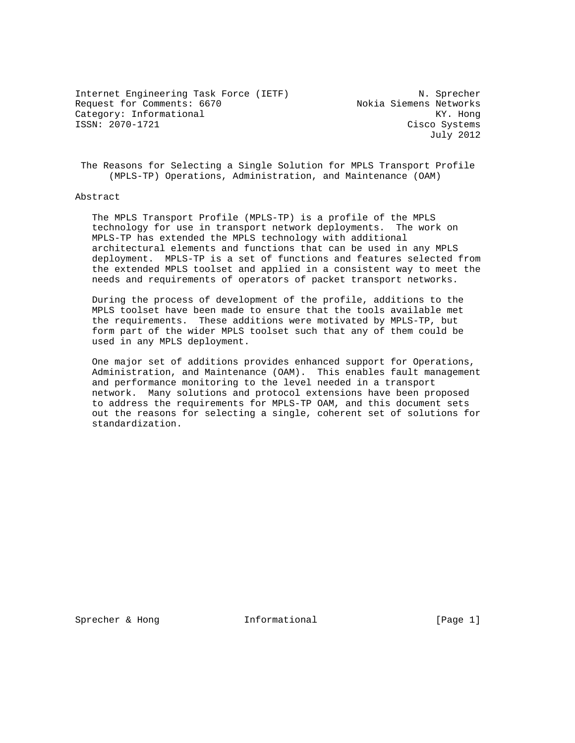Internet Engineering Task Force (IETF) N. Sprecher
Request for Comments: 6670 Nokia Siemens Networks
Category: Informational KY. Hong
ISSN: 2070-1721 Cisco Systems
July 2012

# The Reasons for Selecting a Single Solution for MPLS Transport Profile (MPLS-TP) Operations, Administration, and Maintenance (OAM)

## Abstract

The MPLS Transport Profile (MPLS-TP) is a profile of the MPLS technology for use in transport network deployments. The work on MPLS-TP has extended the MPLS technology with additional architectural elements and functions that can be used in any MPLS deployment. MPLS-TP is a set of functions and features selected from the extended MPLS toolset and applied in a consistent way to meet the needs and requirements of operators of packet transport networks.

During the process of development of the profile, additions to the MPLS toolset have been made to ensure that the tools available met the requirements. These additions were motivated by MPLS-TP, but form part of the wider MPLS toolset such that any of them could be used in any MPLS deployment.

One major set of additions provides enhanced support for Operations, Administration, and Maintenance (OAM). This enables fault management and performance monitoring to the level needed in a transport network. Many solutions and protocol extensions have been proposed to address the requirements for MPLS-TP OAM, and this document sets out the reasons for selecting a single, coherent set of solutions for standardization.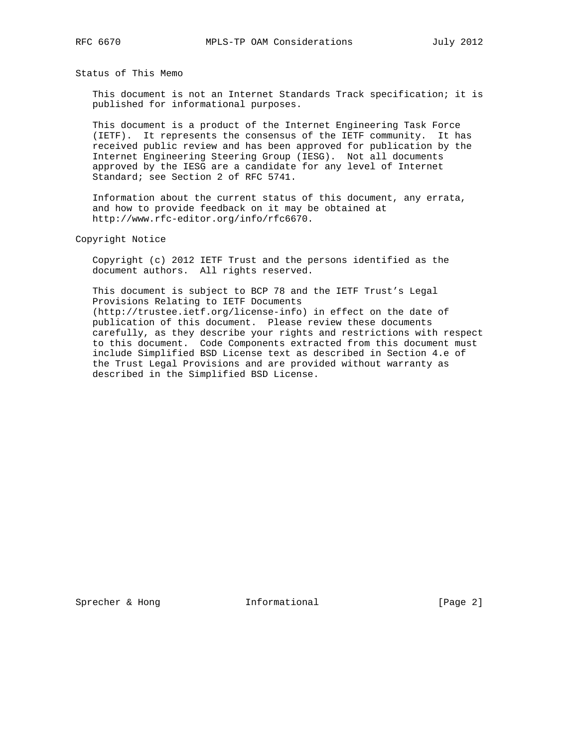## Status of This Memo

This document is not an Internet Standards Track specification; it is published for informational purposes.

This document is a product of the Internet Engineering Task Force (IETF). It represents the consensus of the IETF community. It has received public review and has been approved for publication by the Internet Engineering Steering Group (IESG). Not all documents approved by the IESG are a candidate for any level of Internet Standard; see Section 2 of RFC 5741.

Information about the current status of this document, any errata, and how to provide feedback on it may be obtained at http://www.rfc-editor.org/info/rfc6670.

## Copyright Notice

Copyright (c) 2012 IETF Trust and the persons identified as the document authors. All rights reserved.

This document is subject to BCP 78 and the IETF Trust's Legal Provisions Relating to IETF Documents (http://trustee.ietf.org/license-info) in effect on the date of publication of this document. Please review these documents carefully, as they describe your rights and restrictions with respect to this document. Code Components extracted from this document must include Simplified BSD License text as described in Section 4.e of the Trust Legal Provisions and are provided without warranty as described in the Simplified BSD License.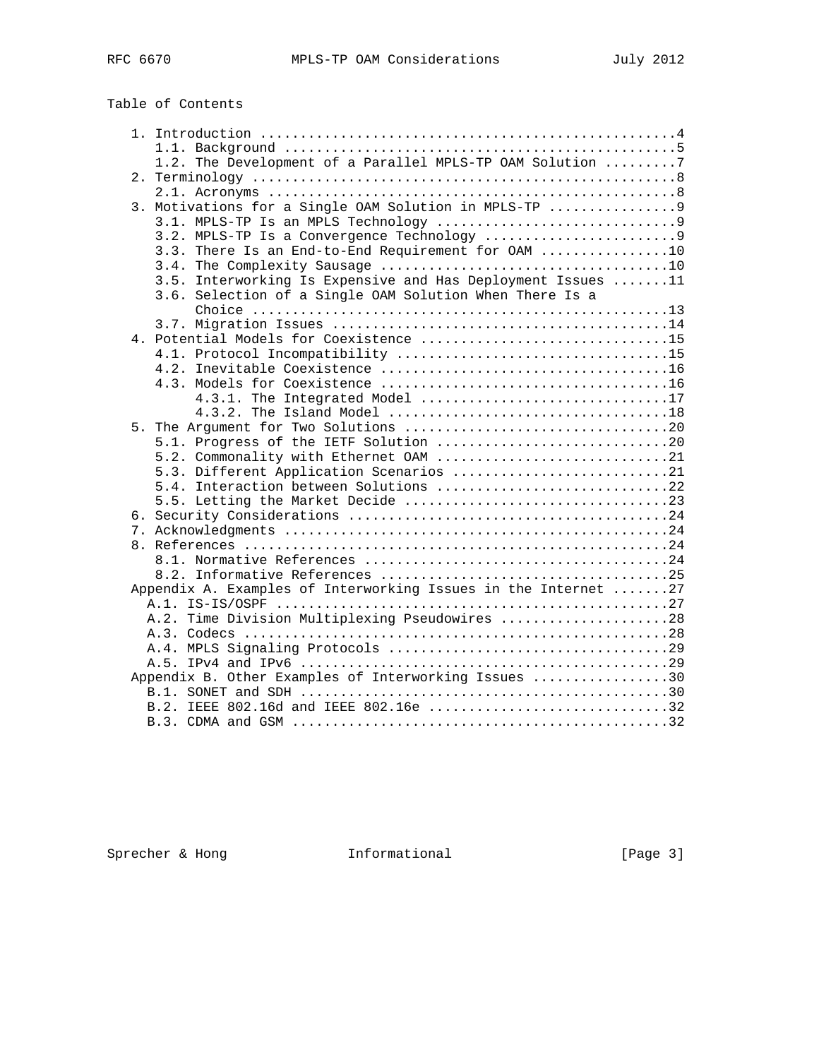Table of Contents

```
   1. Introduction ....................................................4
      1.1. Background .................................................5
      1.2. The Development of a Parallel MPLS-TP OAM Solution .........7
   2. Terminology .....................................................8
      2.1. Acronyms ...................................................8
   3. Motivations for a Single OAM Solution in MPLS-TP ................9
      3.1. MPLS-TP Is an MPLS Technology ..............................9
      3.2. MPLS-TP Is a Convergence Technology ........................9
      3.3. There Is an End-to-End Requirement for OAM ................10
      3.4. The Complexity Sausage ....................................10
      3.5. Interworking Is Expensive and Has Deployment Issues .......11
      3.6. Selection of a Single OAM Solution When There Is a
           Choice ....................................................13
      3.7. Migration Issues ..........................................14
   4. Potential Models for Coexistence ...............................15
      4.1. Protocol Incompatibility ..................................15
      4.2. Inevitable Coexistence ....................................16
      4.3. Models for Coexistence ....................................16
           4.3.1. The Integrated Model ...............................17
           4.3.2. The Island Model ...................................18
   5. The Argument for Two Solutions .................................20
      5.1. Progress of the IETF Solution .............................20
      5.2. Commonality with Ethernet OAM .............................21
      5.3. Different Application Scenarios ...........................21
      5.4. Interaction between Solutions .............................22
      5.5. Letting the Market Decide .................................23
   6. Security Considerations ........................................24
   7. Acknowledgments ................................................24
   8. References .....................................................24
      8.1. Normative References ......................................24
      8.2. Informative References ....................................25
   Appendix A. Examples of Interworking Issues in the Internet .......27
     A.1. IS-IS/OSPF .................................................27
     A.2. Time Division Multiplexing Pseudowires .....................28
     A.3. Codecs .....................................................28
     A.4. MPLS Signaling Protocols ...................................29
     A.5. IPv4 and IPv6 ..............................................29
   Appendix B. Other Examples of Interworking Issues .................30
     B.1. SONET and SDH ..............................................30
     B.2. IEEE 802.16d and IEEE 802.16e ..............................32
     B.3. CDMA and GSM ...............................................32
```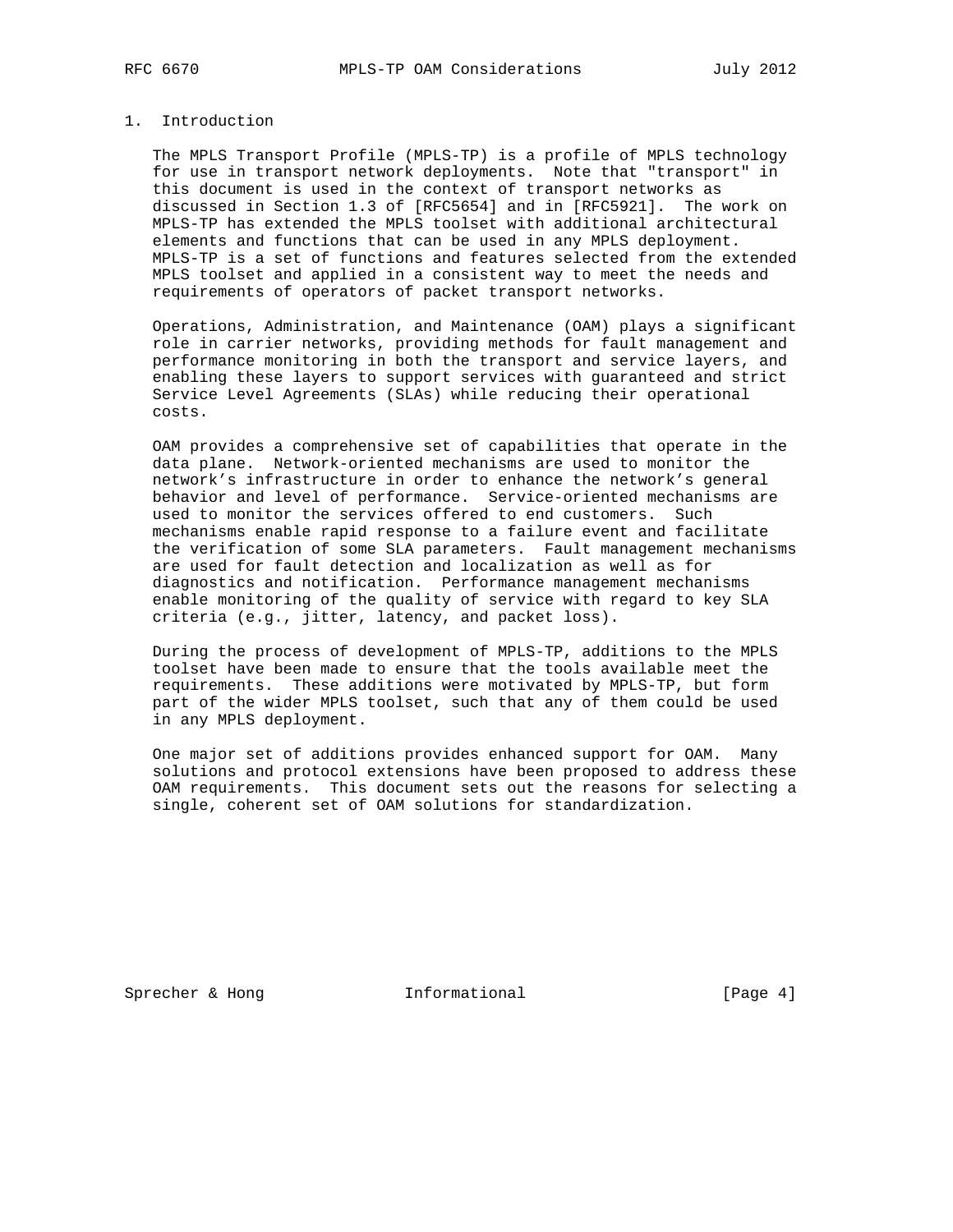# 1. Introduction

The MPLS Transport Profile (MPLS-TP) is a profile of MPLS technology for use in transport network deployments. Note that "transport" in this document is used in the context of transport networks as discussed in Section 1.3 of [RFC5654] and in [RFC5921]. The work on MPLS-TP has extended the MPLS toolset with additional architectural elements and functions that can be used in any MPLS deployment. MPLS-TP is a set of functions and features selected from the extended MPLS toolset and applied in a consistent way to meet the needs and requirements of operators of packet transport networks.

Operations, Administration, and Maintenance (OAM) plays a significant role in carrier networks, providing methods for fault management and performance monitoring in both the transport and service layers, and enabling these layers to support services with guaranteed and strict Service Level Agreements (SLAs) while reducing their operational costs.

OAM provides a comprehensive set of capabilities that operate in the data plane. Network-oriented mechanisms are used to monitor the network's infrastructure in order to enhance the network's general behavior and level of performance. Service-oriented mechanisms are used to monitor the services offered to end customers. Such mechanisms enable rapid response to a failure event and facilitate the verification of some SLA parameters. Fault management mechanisms are used for fault detection and localization as well as for diagnostics and notification. Performance management mechanisms enable monitoring of the quality of service with regard to key SLA criteria (e.g., jitter, latency, and packet loss).

During the process of development of MPLS-TP, additions to the MPLS toolset have been made to ensure that the tools available meet the requirements. These additions were motivated by MPLS-TP, but form part of the wider MPLS toolset, such that any of them could be used in any MPLS deployment.

One major set of additions provides enhanced support for OAM. Many solutions and protocol extensions have been proposed to address these OAM requirements. This document sets out the reasons for selecting a single, coherent set of OAM solutions for standardization.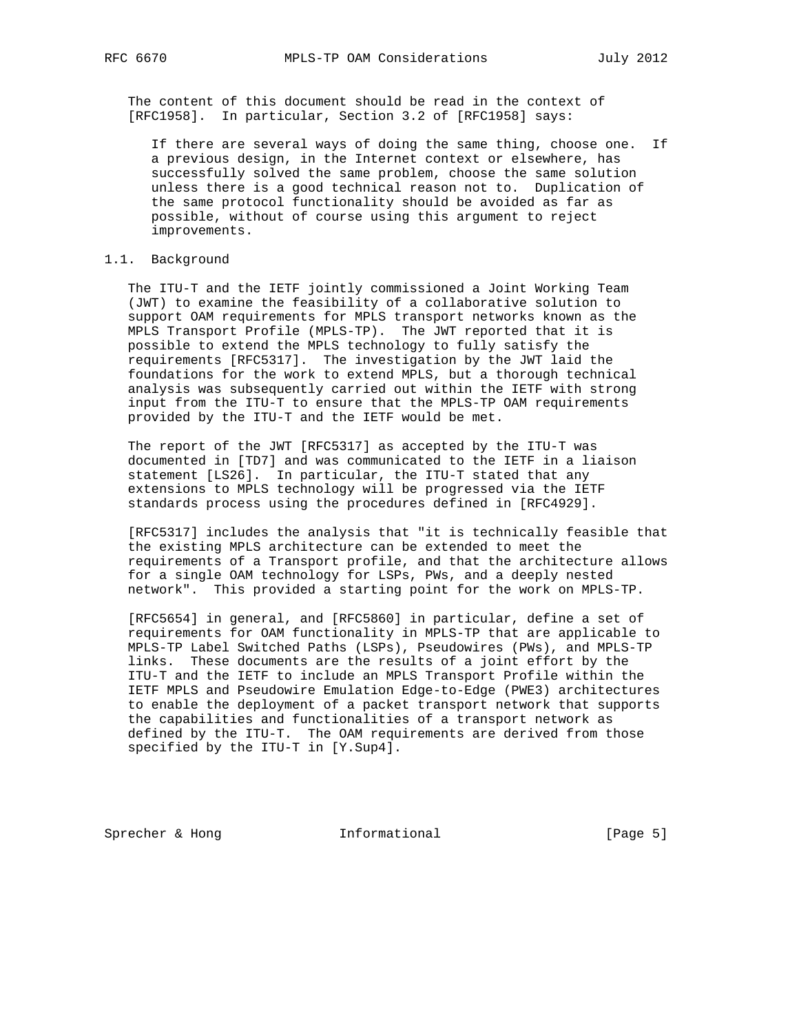The content of this document should be read in the context of [RFC1958]. In particular, Section 3.2 of [RFC1958] says:

> If there are several ways of doing the same thing, choose one. If a previous design, in the Internet context or elsewhere, has successfully solved the same problem, choose the same solution unless there is a good technical reason not to. Duplication of the same protocol functionality should be avoided as far as possible, without of course using this argument to reject improvements.

## 1.1. Background

The ITU-T and the IETF jointly commissioned a Joint Working Team (JWT) to examine the feasibility of a collaborative solution to support OAM requirements for MPLS transport networks known as the MPLS Transport Profile (MPLS-TP). The JWT reported that it is possible to extend the MPLS technology to fully satisfy the requirements [RFC5317]. The investigation by the JWT laid the foundations for the work to extend MPLS, but a thorough technical analysis was subsequently carried out within the IETF with strong input from the ITU-T to ensure that the MPLS-TP OAM requirements provided by the ITU-T and the IETF would be met.

The report of the JWT [RFC5317] as accepted by the ITU-T was documented in [TD7] and was communicated to the IETF in a liaison statement [LS26]. In particular, the ITU-T stated that any extensions to MPLS technology will be progressed via the IETF standards process using the procedures defined in [RFC4929].

[RFC5317] includes the analysis that "it is technically feasible that the existing MPLS architecture can be extended to meet the requirements of a Transport profile, and that the architecture allows for a single OAM technology for LSPs, PWs, and a deeply nested network". This provided a starting point for the work on MPLS-TP.

[RFC5654] in general, and [RFC5860] in particular, define a set of requirements for OAM functionality in MPLS-TP that are applicable to MPLS-TP Label Switched Paths (LSPs), Pseudowires (PWs), and MPLS-TP links. These documents are the results of a joint effort by the ITU-T and the IETF to include an MPLS Transport Profile within the IETF MPLS and Pseudowire Emulation Edge-to-Edge (PWE3) architectures to enable the deployment of a packet transport network that supports the capabilities and functionalities of a transport network as defined by the ITU-T. The OAM requirements are derived from those specified by the ITU-T in [Y.Sup4].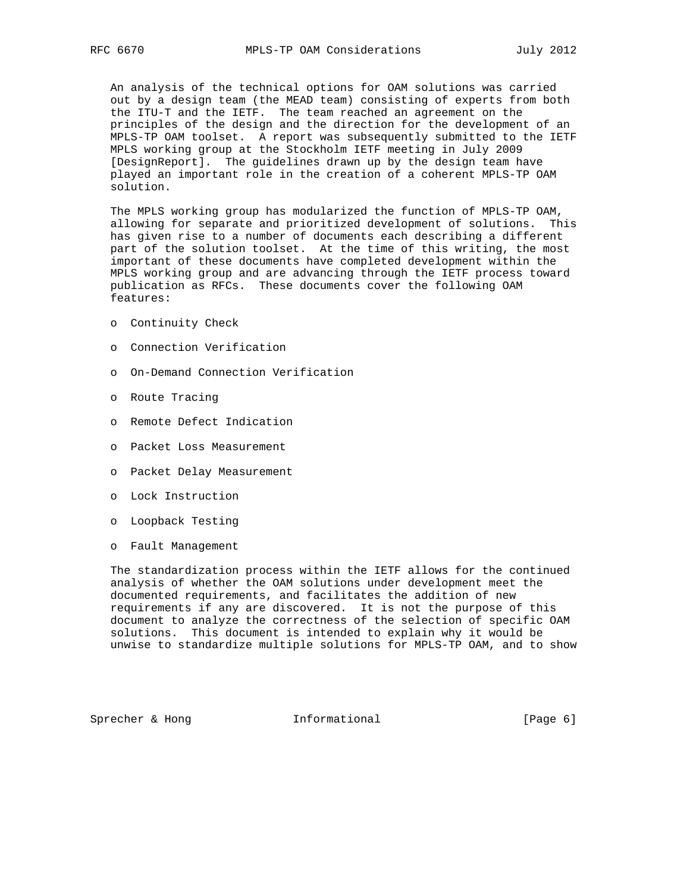An analysis of the technical options for OAM solutions was carried out by a design team (the MEAD team) consisting of experts from both the ITU-T and the IETF. The team reached an agreement on the principles of the design and the direction for the development of an MPLS-TP OAM toolset. A report was subsequently submitted to the IETF MPLS working group at the Stockholm IETF meeting in July 2009 [DesignReport]. The guidelines drawn up by the design team have played an important role in the creation of a coherent MPLS-TP OAM solution.

The MPLS working group has modularized the function of MPLS-TP OAM, allowing for separate and prioritized development of solutions. This has given rise to a number of documents each describing a different part of the solution toolset. At the time of this writing, the most important of these documents have completed development within the MPLS working group and are advancing through the IETF process toward publication as RFCs. These documents cover the following OAM features:

- Continuity Check
- Connection Verification
- On-Demand Connection Verification
- Route Tracing
- Remote Defect Indication
- Packet Loss Measurement
- Packet Delay Measurement
- Lock Instruction
- Loopback Testing
- Fault Management

The standardization process within the IETF allows for the continued analysis of whether the OAM solutions under development meet the documented requirements, and facilitates the addition of new requirements if any are discovered. It is not the purpose of this document to analyze the correctness of the selection of specific OAM solutions. This document is intended to explain why it would be unwise to standardize multiple solutions for MPLS-TP OAM, and to show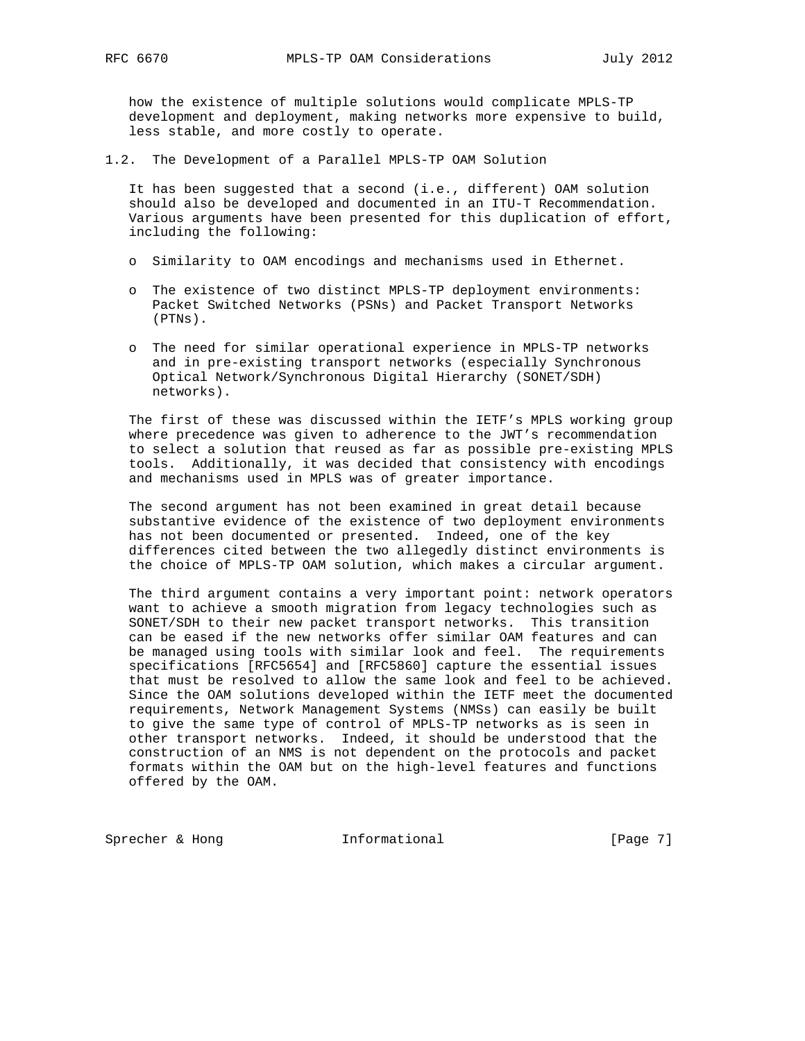how the existence of multiple solutions would complicate MPLS-TP development and deployment, making networks more expensive to build, less stable, and more costly to operate.

## 1.2. The Development of a Parallel MPLS-TP OAM Solution

It has been suggested that a second (i.e., different) OAM solution should also be developed and documented in an ITU-T Recommendation. Various arguments have been presented for this duplication of effort, including the following:

- Similarity to OAM encodings and mechanisms used in Ethernet.
- The existence of two distinct MPLS-TP deployment environments: Packet Switched Networks (PSNs) and Packet Transport Networks (PTNs).
- The need for similar operational experience in MPLS-TP networks and in pre-existing transport networks (especially Synchronous Optical Network/Synchronous Digital Hierarchy (SONET/SDH) networks).

The first of these was discussed within the IETF's MPLS working group where precedence was given to adherence to the JWT's recommendation to select a solution that reused as far as possible pre-existing MPLS tools. Additionally, it was decided that consistency with encodings and mechanisms used in MPLS was of greater importance.

The second argument has not been examined in great detail because substantive evidence of the existence of two deployment environments has not been documented or presented. Indeed, one of the key differences cited between the two allegedly distinct environments is the choice of MPLS-TP OAM solution, which makes a circular argument.

The third argument contains a very important point: network operators want to achieve a smooth migration from legacy technologies such as SONET/SDH to their new packet transport networks. This transition can be eased if the new networks offer similar OAM features and can be managed using tools with similar look and feel. The requirements specifications [RFC5654] and [RFC5860] capture the essential issues that must be resolved to allow the same look and feel to be achieved. Since the OAM solutions developed within the IETF meet the documented requirements, Network Management Systems (NMSs) can easily be built to give the same type of control of MPLS-TP networks as is seen in other transport networks. Indeed, it should be understood that the construction of an NMS is not dependent on the protocols and packet formats within the OAM but on the high-level features and functions offered by the OAM.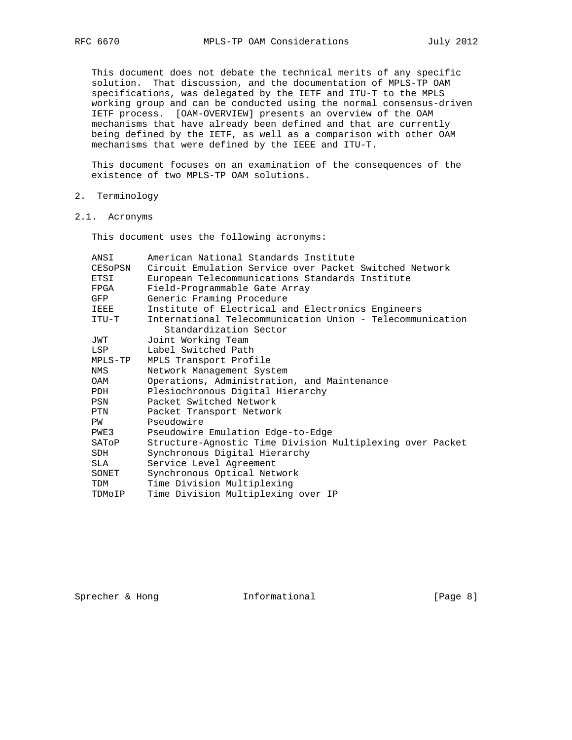This document does not debate the technical merits of any specific solution. That discussion, and the documentation of MPLS-TP OAM specifications, was delegated by the IETF and ITU-T to the MPLS working group and can be conducted using the normal consensus-driven IETF process. [OAM-OVERVIEW] presents an overview of the OAM mechanisms that have already been defined and that are currently being defined by the IETF, as well as a comparison with other OAM mechanisms that were defined by the IEEE and ITU-T.

This document focuses on an examination of the consequences of the existence of two MPLS-TP OAM solutions.

## 2. Terminology

### 2.1. Acronyms

This document uses the following acronyms:

| Acronym | Expansion |
|---|---|
| ANSI | American National Standards Institute |
| CESoPSN | Circuit Emulation Service over Packet Switched Network |
| ETSI | European Telecommunications Standards Institute |
| FPGA | Field-Programmable Gate Array |
| GFP | Generic Framing Procedure |
| IEEE | Institute of Electrical and Electronics Engineers |
| ITU-T | International Telecommunication Union - Telecommunication Standardization Sector |
| JWT | Joint Working Team |
| LSP | Label Switched Path |
| MPLS-TP | MPLS Transport Profile |
| NMS | Network Management System |
| OAM | Operations, Administration, and Maintenance |
| PDH | Plesiochronous Digital Hierarchy |
| PSN | Packet Switched Network |
| PTN | Packet Transport Network |
| PW | Pseudowire |
| PWE3 | Pseudowire Emulation Edge-to-Edge |
| SAToP | Structure-Agnostic Time Division Multiplexing over Packet |
| SDH | Synchronous Digital Hierarchy |
| SLA | Service Level Agreement |
| SONET | Synchronous Optical Network |
| TDM | Time Division Multiplexing |
| TDMoIP | Time Division Multiplexing over IP |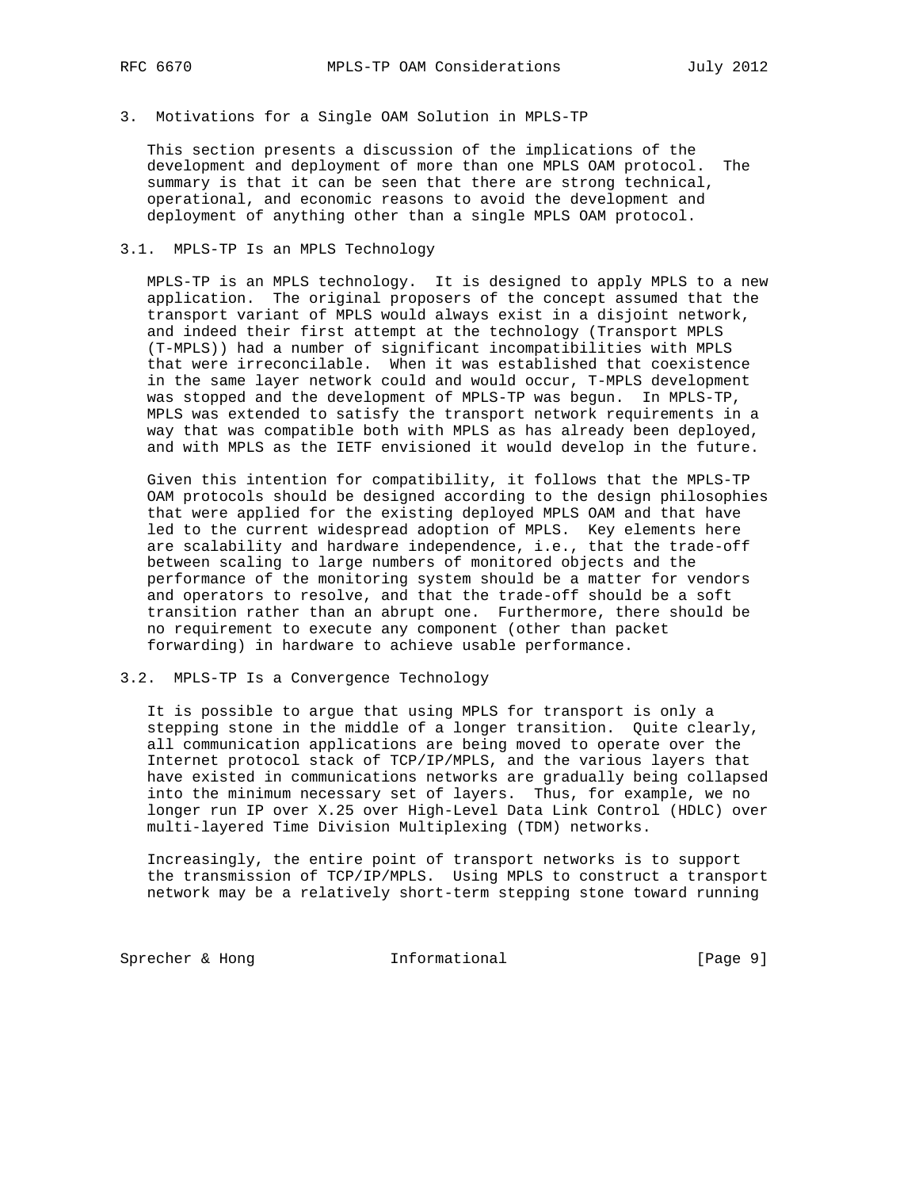## 3. Motivations for a Single OAM Solution in MPLS-TP

This section presents a discussion of the implications of the development and deployment of more than one MPLS OAM protocol. The summary is that it can be seen that there are strong technical, operational, and economic reasons to avoid the development and deployment of anything other than a single MPLS OAM protocol.

### 3.1. MPLS-TP Is an MPLS Technology

MPLS-TP is an MPLS technology. It is designed to apply MPLS to a new application. The original proposers of the concept assumed that the transport variant of MPLS would always exist in a disjoint network, and indeed their first attempt at the technology (Transport MPLS (T-MPLS)) had a number of significant incompatibilities with MPLS that were irreconcilable. When it was established that coexistence in the same layer network could and would occur, T-MPLS development was stopped and the development of MPLS-TP was begun. In MPLS-TP, MPLS was extended to satisfy the transport network requirements in a way that was compatible both with MPLS as has already been deployed, and with MPLS as the IETF envisioned it would develop in the future.

Given this intention for compatibility, it follows that the MPLS-TP OAM protocols should be designed according to the design philosophies that were applied for the existing deployed MPLS OAM and that have led to the current widespread adoption of MPLS. Key elements here are scalability and hardware independence, i.e., that the trade-off between scaling to large numbers of monitored objects and the performance of the monitoring system should be a matter for vendors and operators to resolve, and that the trade-off should be a soft transition rather than an abrupt one. Furthermore, there should be no requirement to execute any component (other than packet forwarding) in hardware to achieve usable performance.

### 3.2. MPLS-TP Is a Convergence Technology

It is possible to argue that using MPLS for transport is only a stepping stone in the middle of a longer transition. Quite clearly, all communication applications are being moved to operate over the Internet protocol stack of TCP/IP/MPLS, and the various layers that have existed in communications networks are gradually being collapsed into the minimum necessary set of layers. Thus, for example, we no longer run IP over X.25 over High-Level Data Link Control (HDLC) over multi-layered Time Division Multiplexing (TDM) networks.

Increasingly, the entire point of transport networks is to support the transmission of TCP/IP/MPLS. Using MPLS to construct a transport network may be a relatively short-term stepping stone toward running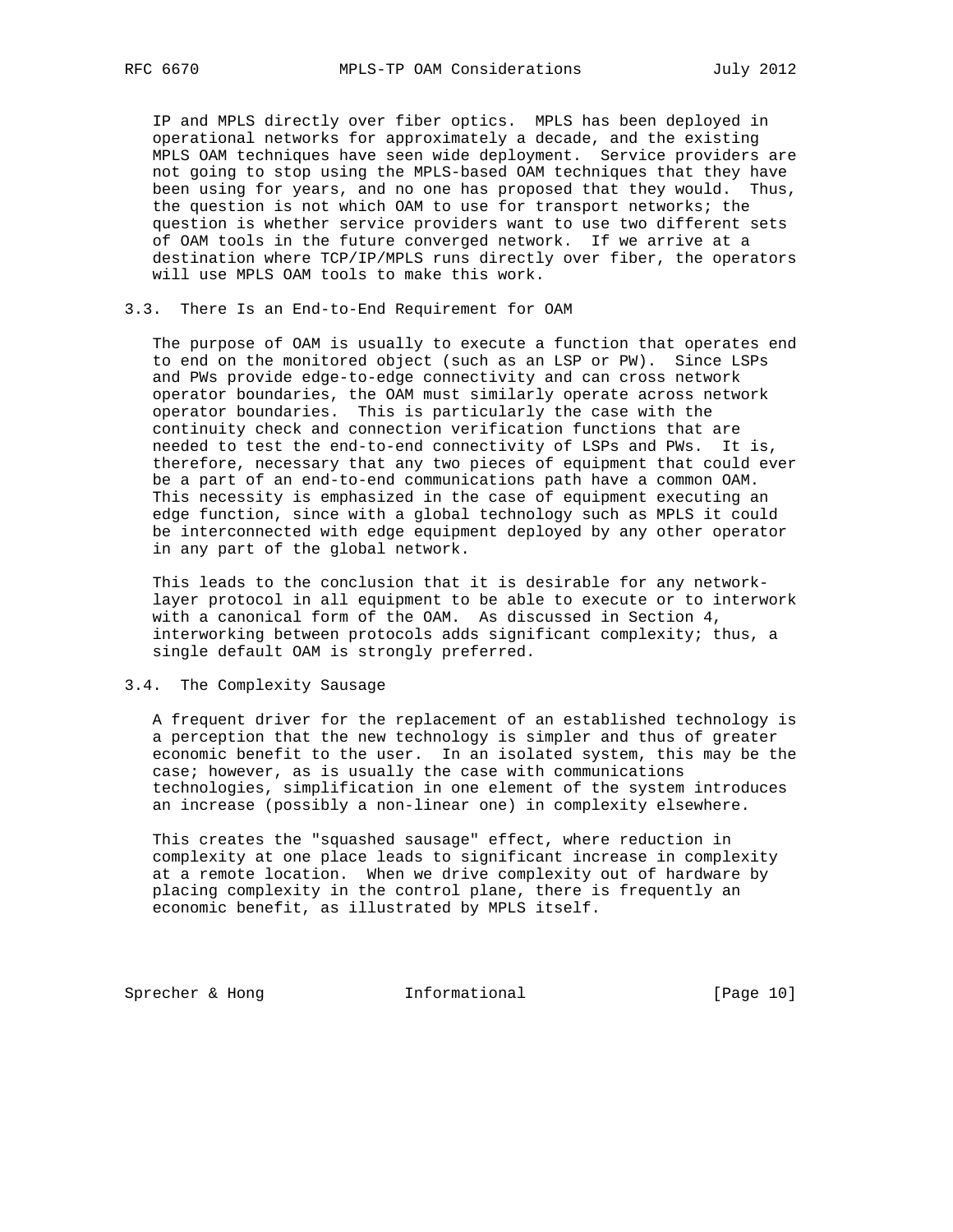IP and MPLS directly over fiber optics. MPLS has been deployed in operational networks for approximately a decade, and the existing MPLS OAM techniques have seen wide deployment. Service providers are not going to stop using the MPLS-based OAM techniques that they have been using for years, and no one has proposed that they would. Thus, the question is not which OAM to use for transport networks; the question is whether service providers want to use two different sets of OAM tools in the future converged network. If we arrive at a destination where TCP/IP/MPLS runs directly over fiber, the operators will use MPLS OAM tools to make this work.

### 3.3. There Is an End-to-End Requirement for OAM

The purpose of OAM is usually to execute a function that operates end to end on the monitored object (such as an LSP or PW). Since LSPs and PWs provide edge-to-edge connectivity and can cross network operator boundaries, the OAM must similarly operate across network operator boundaries. This is particularly the case with the continuity check and connection verification functions that are needed to test the end-to-end connectivity of LSPs and PWs. It is, therefore, necessary that any two pieces of equipment that could ever be a part of an end-to-end communications path have a common OAM. This necessity is emphasized in the case of equipment executing an edge function, since with a global technology such as MPLS it could be interconnected with edge equipment deployed by any other operator in any part of the global network.

This leads to the conclusion that it is desirable for any network-layer protocol in all equipment to be able to execute or to interwork with a canonical form of the OAM. As discussed in Section 4, interworking between protocols adds significant complexity; thus, a single default OAM is strongly preferred.

### 3.4. The Complexity Sausage

A frequent driver for the replacement of an established technology is a perception that the new technology is simpler and thus of greater economic benefit to the user. In an isolated system, this may be the case; however, as is usually the case with communications technologies, simplification in one element of the system introduces an increase (possibly a non-linear one) in complexity elsewhere.

This creates the "squashed sausage" effect, where reduction in complexity at one place leads to significant increase in complexity at a remote location. When we drive complexity out of hardware by placing complexity in the control plane, there is frequently an economic benefit, as illustrated by MPLS itself.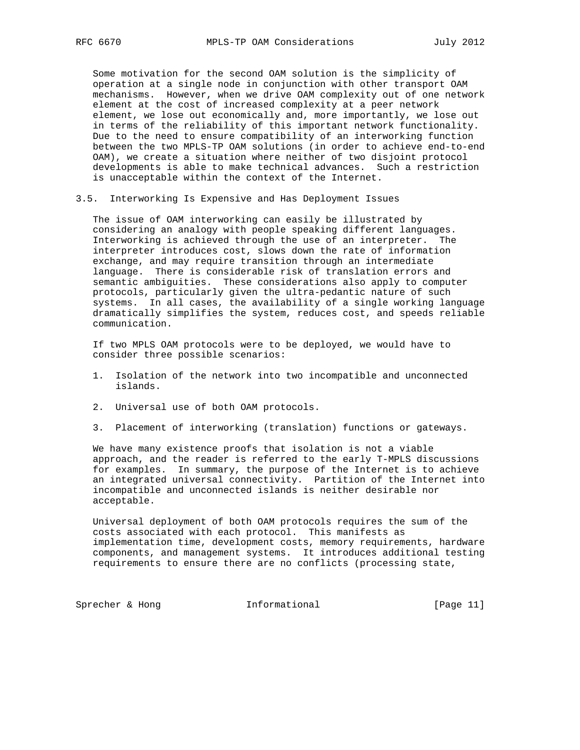Some motivation for the second OAM solution is the simplicity of operation at a single node in conjunction with other transport OAM mechanisms. However, when we drive OAM complexity out of one network element at the cost of increased complexity at a peer network element, we lose out economically and, more importantly, we lose out in terms of the reliability of this important network functionality. Due to the need to ensure compatibility of an interworking function between the two MPLS-TP OAM solutions (in order to achieve end-to-end OAM), we create a situation where neither of two disjoint protocol developments is able to make technical advances. Such a restriction is unacceptable within the context of the Internet.

### 3.5. Interworking Is Expensive and Has Deployment Issues

The issue of OAM interworking can easily be illustrated by considering an analogy with people speaking different languages. Interworking is achieved through the use of an interpreter. The interpreter introduces cost, slows down the rate of information exchange, and may require transition through an intermediate language. There is considerable risk of translation errors and semantic ambiguities. These considerations also apply to computer protocols, particularly given the ultra-pedantic nature of such systems. In all cases, the availability of a single working language dramatically simplifies the system, reduces cost, and speeds reliable communication.

If two MPLS OAM protocols were to be deployed, we would have to consider three possible scenarios:

1. Isolation of the network into two incompatible and unconnected islands.

2. Universal use of both OAM protocols.

3. Placement of interworking (translation) functions or gateways.

We have many existence proofs that isolation is not a viable approach, and the reader is referred to the early T-MPLS discussions for examples. In summary, the purpose of the Internet is to achieve an integrated universal connectivity. Partition of the Internet into incompatible and unconnected islands is neither desirable nor acceptable.

Universal deployment of both OAM protocols requires the sum of the costs associated with each protocol. This manifests as implementation time, development costs, memory requirements, hardware components, and management systems. It introduces additional testing requirements to ensure there are no conflicts (processing state,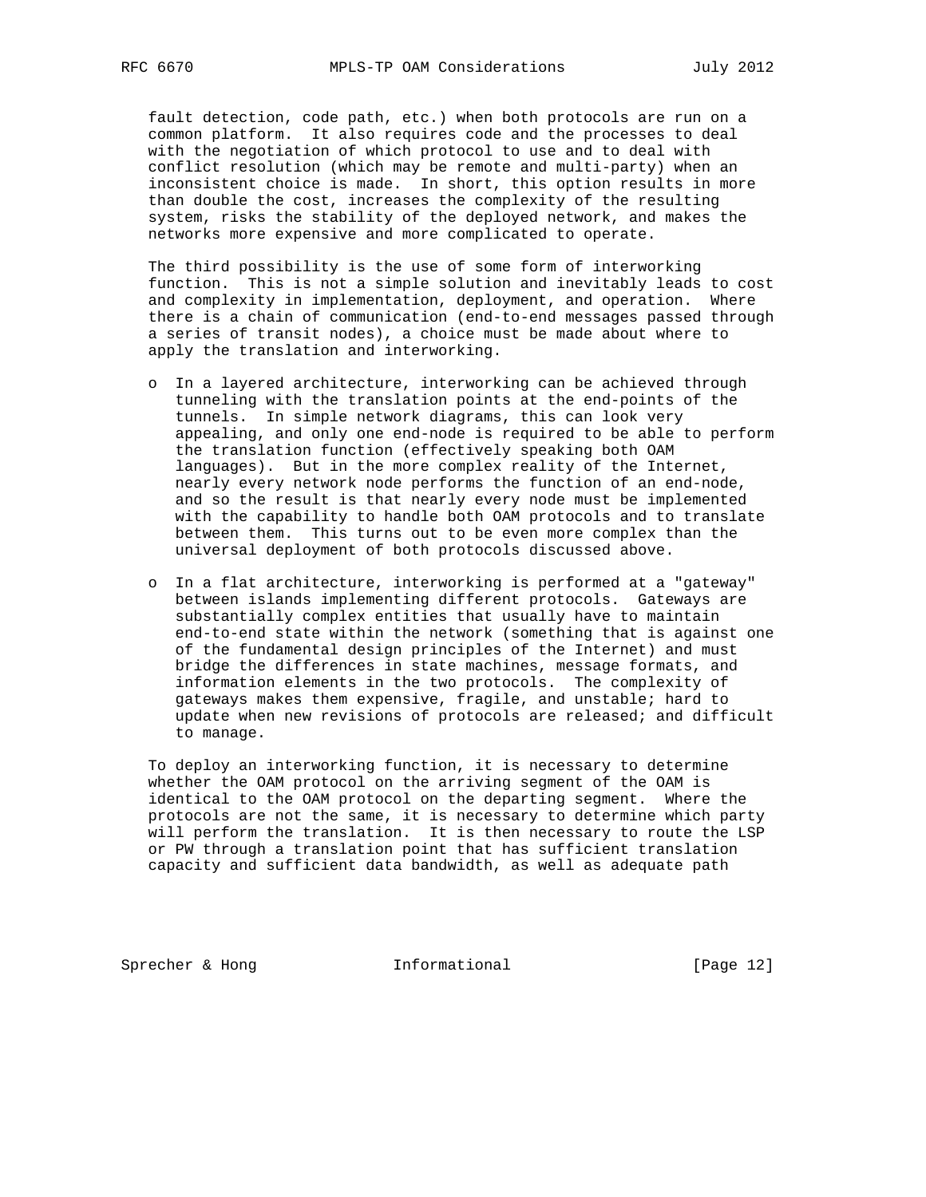fault detection, code path, etc.) when both protocols are run on a common platform. It also requires code and the processes to deal with the negotiation of which protocol to use and to deal with conflict resolution (which may be remote and multi-party) when an inconsistent choice is made. In short, this option results in more than double the cost, increases the complexity of the resulting system, risks the stability of the deployed network, and makes the networks more expensive and more complicated to operate.

The third possibility is the use of some form of interworking function. This is not a simple solution and inevitably leads to cost and complexity in implementation, deployment, and operation. Where there is a chain of communication (end-to-end messages passed through a series of transit nodes), a choice must be made about where to apply the translation and interworking.

- In a layered architecture, interworking can be achieved through tunneling with the translation points at the end-points of the tunnels. In simple network diagrams, this can look very appealing, and only one end-node is required to be able to perform the translation function (effectively speaking both OAM languages). But in the more complex reality of the Internet, nearly every network node performs the function of an end-node, and so the result is that nearly every node must be implemented with the capability to handle both OAM protocols and to translate between them. This turns out to be even more complex than the universal deployment of both protocols discussed above.

- In a flat architecture, interworking is performed at a "gateway" between islands implementing different protocols. Gateways are substantially complex entities that usually have to maintain end-to-end state within the network (something that is against one of the fundamental design principles of the Internet) and must bridge the differences in state machines, message formats, and information elements in the two protocols. The complexity of gateways makes them expensive, fragile, and unstable; hard to update when new revisions of protocols are released; and difficult to manage.

To deploy an interworking function, it is necessary to determine whether the OAM protocol on the arriving segment of the OAM is identical to the OAM protocol on the departing segment. Where the protocols are not the same, it is necessary to determine which party will perform the translation. It is then necessary to route the LSP or PW through a translation point that has sufficient translation capacity and sufficient data bandwidth, as well as adequate path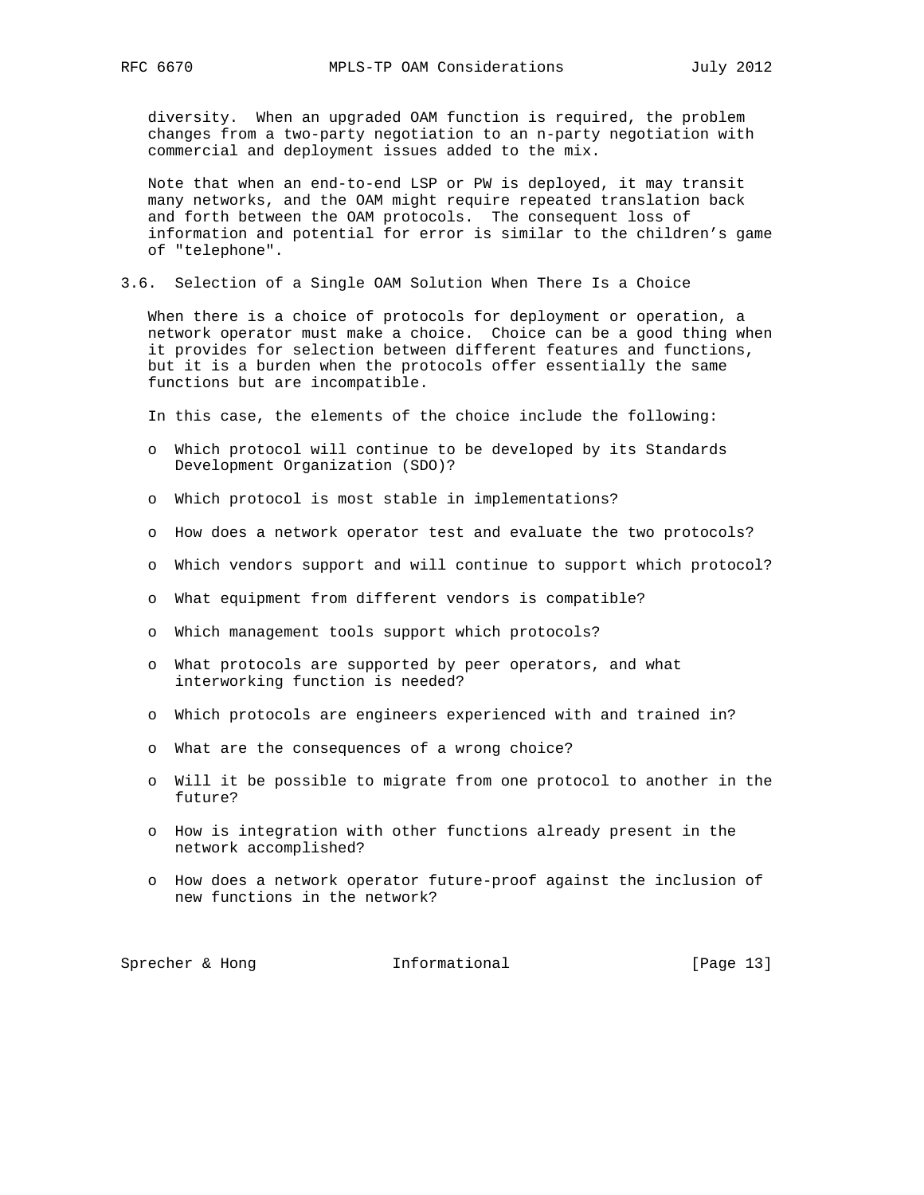diversity. When an upgraded OAM function is required, the problem changes from a two-party negotiation to an n-party negotiation with commercial and deployment issues added to the mix.

Note that when an end-to-end LSP or PW is deployed, it may transit many networks, and the OAM might require repeated translation back and forth between the OAM protocols. The consequent loss of information and potential for error is similar to the children's game of "telephone".

### 3.6. Selection of a Single OAM Solution When There Is a Choice

When there is a choice of protocols for deployment or operation, a network operator must make a choice. Choice can be a good thing when it provides for selection between different features and functions, but it is a burden when the protocols offer essentially the same functions but are incompatible.

In this case, the elements of the choice include the following:

- Which protocol will continue to be developed by its Standards Development Organization (SDO)?
- Which protocol is most stable in implementations?
- How does a network operator test and evaluate the two protocols?
- Which vendors support and will continue to support which protocol?
- What equipment from different vendors is compatible?
- Which management tools support which protocols?
- What protocols are supported by peer operators, and what interworking function is needed?
- Which protocols are engineers experienced with and trained in?
- What are the consequences of a wrong choice?
- Will it be possible to migrate from one protocol to another in the future?
- How is integration with other functions already present in the network accomplished?
- How does a network operator future-proof against the inclusion of new functions in the network?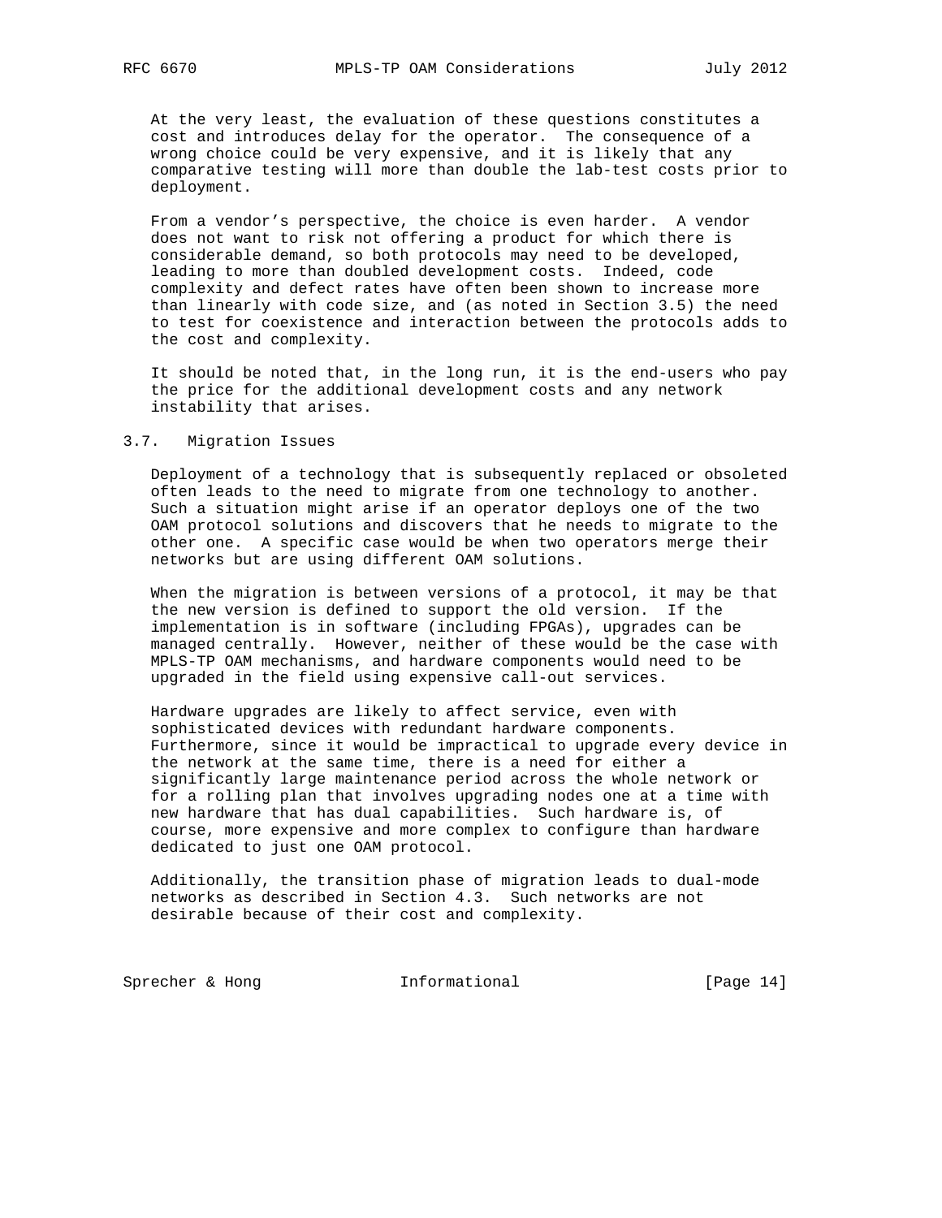At the very least, the evaluation of these questions constitutes a cost and introduces delay for the operator. The consequence of a wrong choice could be very expensive, and it is likely that any comparative testing will more than double the lab-test costs prior to deployment.

From a vendor's perspective, the choice is even harder. A vendor does not want to risk not offering a product for which there is considerable demand, so both protocols may need to be developed, leading to more than doubled development costs. Indeed, code complexity and defect rates have often been shown to increase more than linearly with code size, and (as noted in Section 3.5) the need to test for coexistence and interaction between the protocols adds to the cost and complexity.

It should be noted that, in the long run, it is the end-users who pay the price for the additional development costs and any network instability that arises.

### 3.7. Migration Issues

Deployment of a technology that is subsequently replaced or obsoleted often leads to the need to migrate from one technology to another. Such a situation might arise if an operator deploys one of the two OAM protocol solutions and discovers that he needs to migrate to the other one. A specific case would be when two operators merge their networks but are using different OAM solutions.

When the migration is between versions of a protocol, it may be that the new version is defined to support the old version. If the implementation is in software (including FPGAs), upgrades can be managed centrally. However, neither of these would be the case with MPLS-TP OAM mechanisms, and hardware components would need to be upgraded in the field using expensive call-out services.

Hardware upgrades are likely to affect service, even with sophisticated devices with redundant hardware components. Furthermore, since it would be impractical to upgrade every device in the network at the same time, there is a need for either a significantly large maintenance period across the whole network or for a rolling plan that involves upgrading nodes one at a time with new hardware that has dual capabilities. Such hardware is, of course, more expensive and more complex to configure than hardware dedicated to just one OAM protocol.

Additionally, the transition phase of migration leads to dual-mode networks as described in Section 4.3. Such networks are not desirable because of their cost and complexity.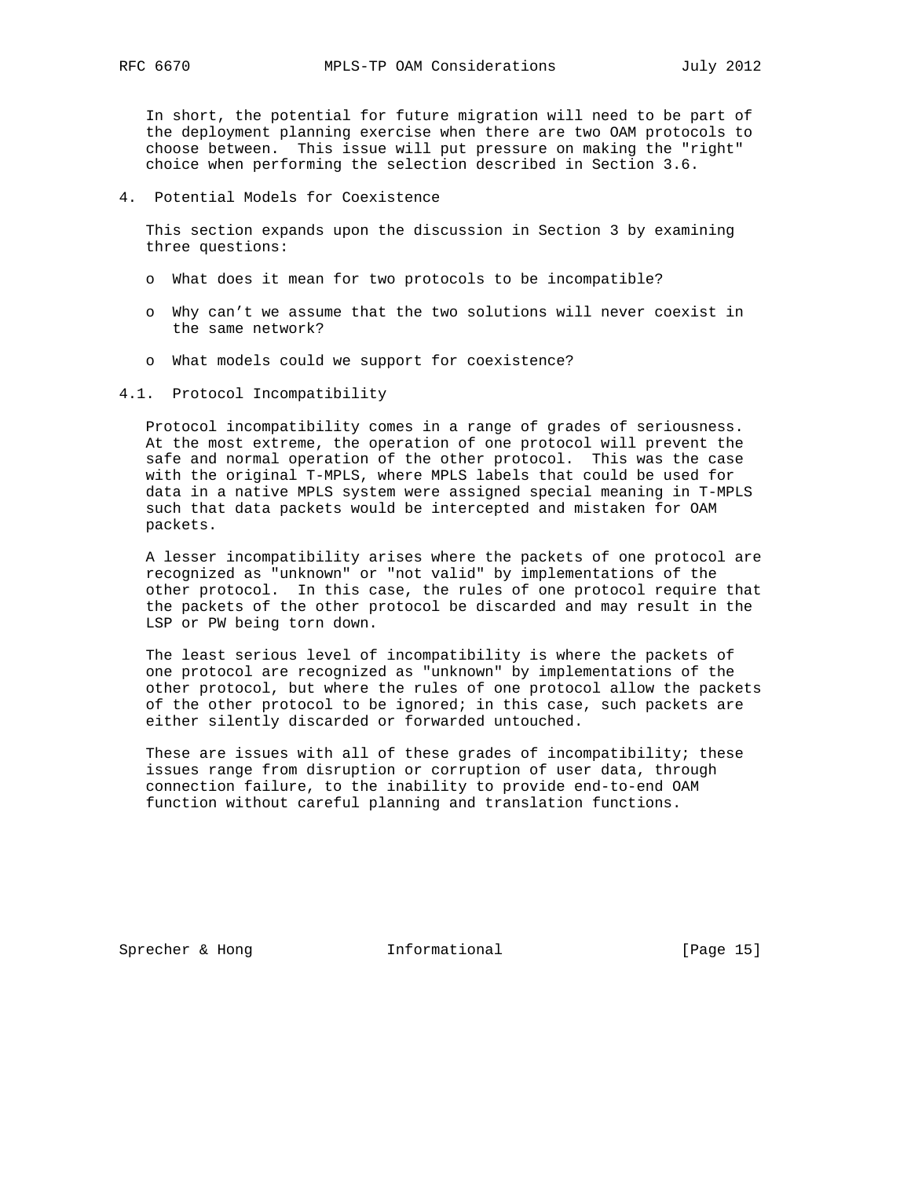In short, the potential for future migration will need to be part of the deployment planning exercise when there are two OAM protocols to choose between. This issue will put pressure on making the "right" choice when performing the selection described in Section 3.6.

## 4. Potential Models for Coexistence

This section expands upon the discussion in Section 3 by examining three questions:

- What does it mean for two protocols to be incompatible?
- Why can't we assume that the two solutions will never coexist in the same network?
- What models could we support for coexistence?

### 4.1. Protocol Incompatibility

Protocol incompatibility comes in a range of grades of seriousness. At the most extreme, the operation of one protocol will prevent the safe and normal operation of the other protocol. This was the case with the original T-MPLS, where MPLS labels that could be used for data in a native MPLS system were assigned special meaning in T-MPLS such that data packets would be intercepted and mistaken for OAM packets.

A lesser incompatibility arises where the packets of one protocol are recognized as "unknown" or "not valid" by implementations of the other protocol. In this case, the rules of one protocol require that the packets of the other protocol be discarded and may result in the LSP or PW being torn down.

The least serious level of incompatibility is where the packets of one protocol are recognized as "unknown" by implementations of the other protocol, but where the rules of one protocol allow the packets of the other protocol to be ignored; in this case, such packets are either silently discarded or forwarded untouched.

These are issues with all of these grades of incompatibility; these issues range from disruption or corruption of user data, through connection failure, to the inability to provide end-to-end OAM function without careful planning and translation functions.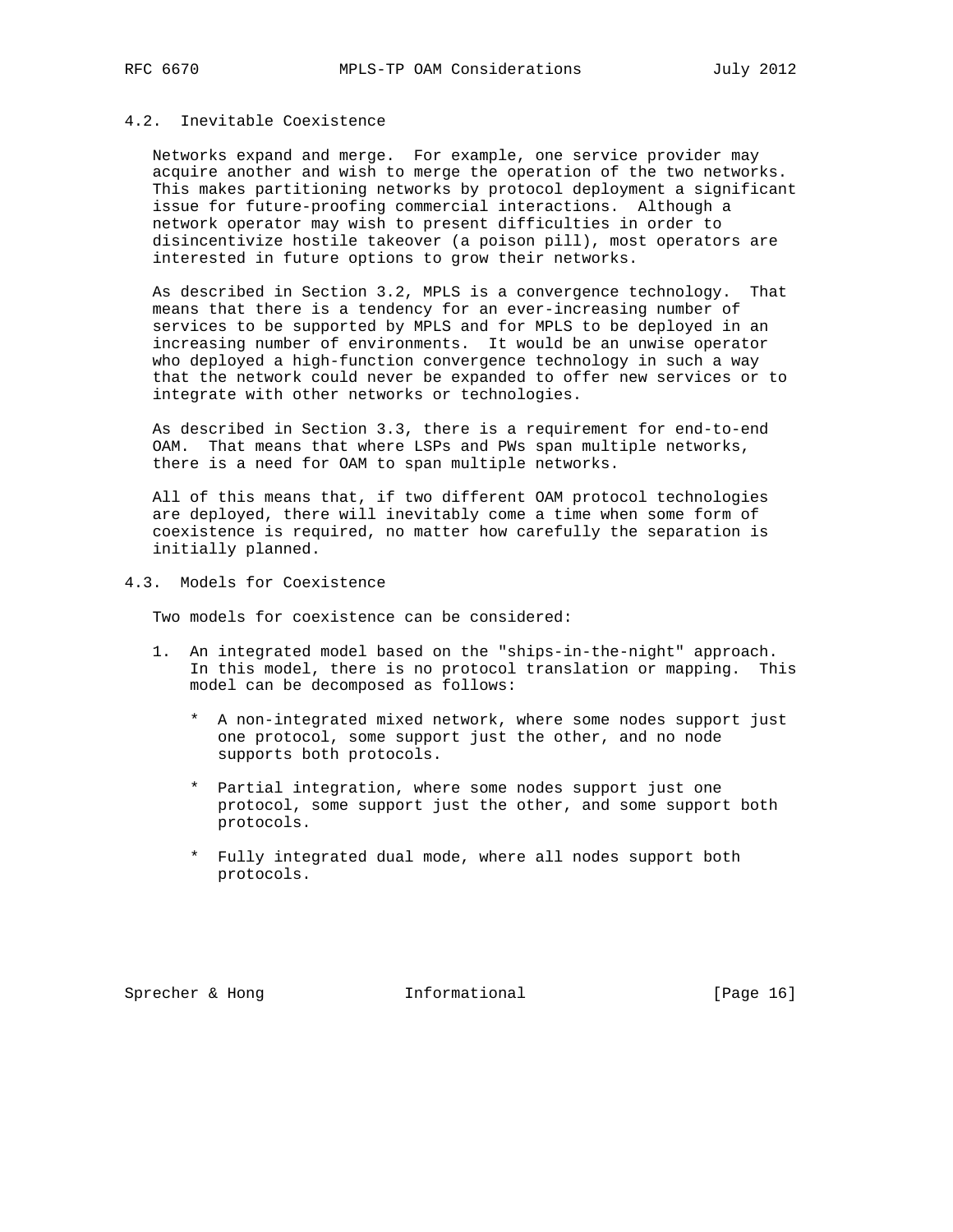### 4.2. Inevitable Coexistence

Networks expand and merge. For example, one service provider may acquire another and wish to merge the operation of the two networks. This makes partitioning networks by protocol deployment a significant issue for future-proofing commercial interactions. Although a network operator may wish to present difficulties in order to disincentivize hostile takeover (a poison pill), most operators are interested in future options to grow their networks.

As described in Section 3.2, MPLS is a convergence technology. That means that there is a tendency for an ever-increasing number of services to be supported by MPLS and for MPLS to be deployed in an increasing number of environments. It would be an unwise operator who deployed a high-function convergence technology in such a way that the network could never be expanded to offer new services or to integrate with other networks or technologies.

As described in Section 3.3, there is a requirement for end-to-end OAM. That means that where LSPs and PWs span multiple networks, there is a need for OAM to span multiple networks.

All of this means that, if two different OAM protocol technologies are deployed, there will inevitably come a time when some form of coexistence is required, no matter how carefully the separation is initially planned.

### 4.3. Models for Coexistence

Two models for coexistence can be considered:

1. An integrated model based on the "ships-in-the-night" approach. In this model, there is no protocol translation or mapping. This model can be decomposed as follows:

   * A non-integrated mixed network, where some nodes support just one protocol, some support just the other, and no node supports both protocols.

   * Partial integration, where some nodes support just one protocol, some support just the other, and some support both protocols.

   * Fully integrated dual mode, where all nodes support both protocols.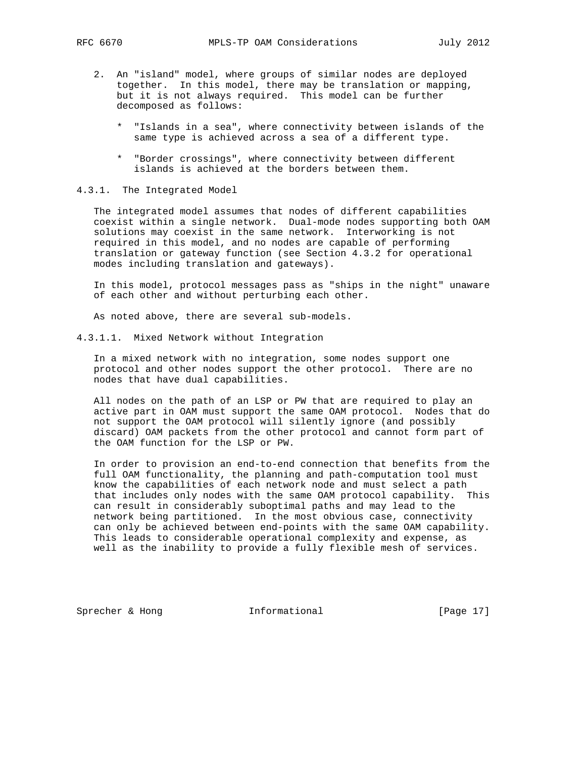2. An "island" model, where groups of similar nodes are deployed together. In this model, there may be translation or mapping, but it is not always required. This model can be further decomposed as follows:

   * "Islands in a sea", where connectivity between islands of the same type is achieved across a sea of a different type.

   * "Border crossings", where connectivity between different islands is achieved at the borders between them.

### 4.3.1. The Integrated Model

The integrated model assumes that nodes of different capabilities coexist within a single network. Dual-mode nodes supporting both OAM solutions may coexist in the same network. Interworking is not required in this model, and no nodes are capable of performing translation or gateway function (see Section 4.3.2 for operational modes including translation and gateways).

In this model, protocol messages pass as "ships in the night" unaware of each other and without perturbing each other.

As noted above, there are several sub-models.

#### 4.3.1.1. Mixed Network without Integration

In a mixed network with no integration, some nodes support one protocol and other nodes support the other protocol. There are no nodes that have dual capabilities.

All nodes on the path of an LSP or PW that are required to play an active part in OAM must support the same OAM protocol. Nodes that do not support the OAM protocol will silently ignore (and possibly discard) OAM packets from the other protocol and cannot form part of the OAM function for the LSP or PW.

In order to provision an end-to-end connection that benefits from the full OAM functionality, the planning and path-computation tool must know the capabilities of each network node and must select a path that includes only nodes with the same OAM protocol capability. This can result in considerably suboptimal paths and may lead to the network being partitioned. In the most obvious case, connectivity can only be achieved between end-points with the same OAM capability. This leads to considerable operational complexity and expense, as well as the inability to provide a fully flexible mesh of services.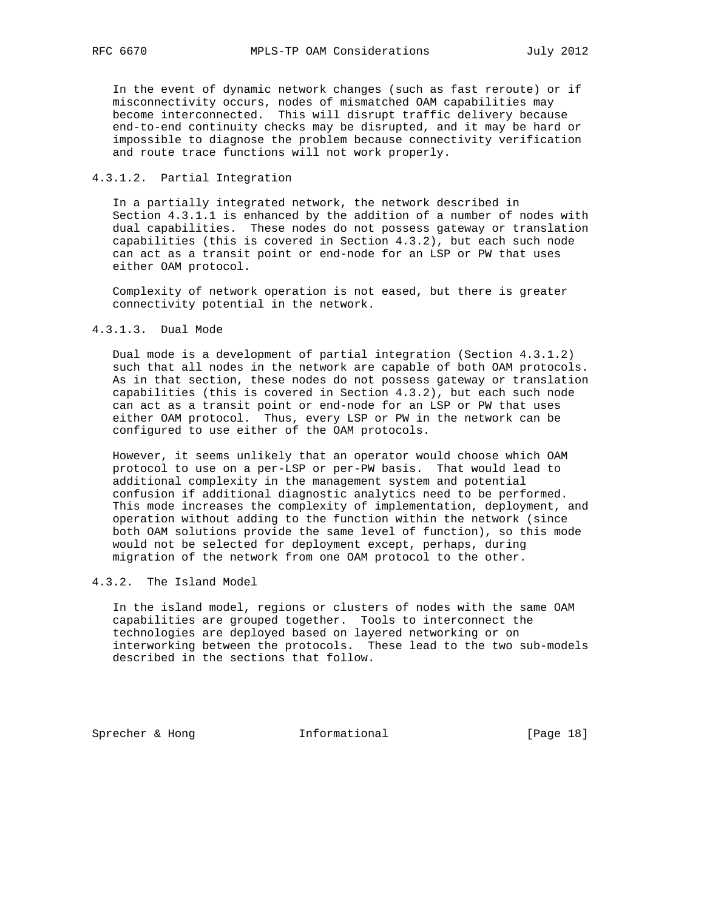In the event of dynamic network changes (such as fast reroute) or if misconnectivity occurs, nodes of mismatched OAM capabilities may become interconnected. This will disrupt traffic delivery because end-to-end continuity checks may be disrupted, and it may be hard or impossible to diagnose the problem because connectivity verification and route trace functions will not work properly.

#### 4.3.1.2. Partial Integration

In a partially integrated network, the network described in Section 4.3.1.1 is enhanced by the addition of a number of nodes with dual capabilities. These nodes do not possess gateway or translation capabilities (this is covered in Section 4.3.2), but each such node can act as a transit point or end-node for an LSP or PW that uses either OAM protocol.

Complexity of network operation is not eased, but there is greater connectivity potential in the network.

#### 4.3.1.3. Dual Mode

Dual mode is a development of partial integration (Section 4.3.1.2) such that all nodes in the network are capable of both OAM protocols. As in that section, these nodes do not possess gateway or translation capabilities (this is covered in Section 4.3.2), but each such node can act as a transit point or end-node for an LSP or PW that uses either OAM protocol. Thus, every LSP or PW in the network can be configured to use either of the OAM protocols.

However, it seems unlikely that an operator would choose which OAM protocol to use on a per-LSP or per-PW basis. That would lead to additional complexity in the management system and potential confusion if additional diagnostic analytics need to be performed. This mode increases the complexity of implementation, deployment, and operation without adding to the function within the network (since both OAM solutions provide the same level of function), so this mode would not be selected for deployment except, perhaps, during migration of the network from one OAM protocol to the other.

### 4.3.2. The Island Model

In the island model, regions or clusters of nodes with the same OAM capabilities are grouped together. Tools to interconnect the technologies are deployed based on layered networking or on interworking between the protocols. These lead to the two sub-models described in the sections that follow.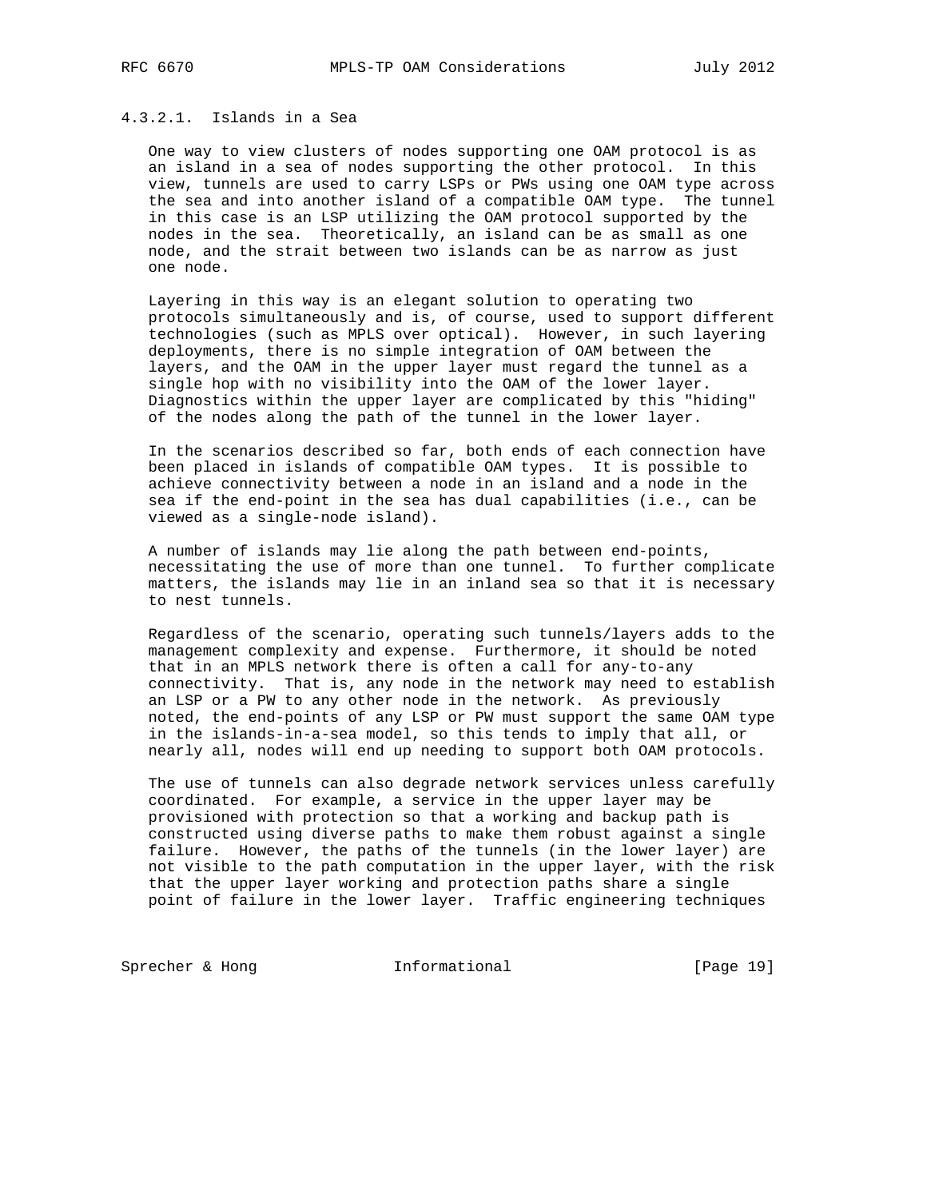#### 4.3.2.1. Islands in a Sea

One way to view clusters of nodes supporting one OAM protocol is as an island in a sea of nodes supporting the other protocol. In this view, tunnels are used to carry LSPs or PWs using one OAM type across the sea and into another island of a compatible OAM type. The tunnel in this case is an LSP utilizing the OAM protocol supported by the nodes in the sea. Theoretically, an island can be as small as one node, and the strait between two islands can be as narrow as just one node.

Layering in this way is an elegant solution to operating two protocols simultaneously and is, of course, used to support different technologies (such as MPLS over optical). However, in such layering deployments, there is no simple integration of OAM between the layers, and the OAM in the upper layer must regard the tunnel as a single hop with no visibility into the OAM of the lower layer. Diagnostics within the upper layer are complicated by this "hiding" of the nodes along the path of the tunnel in the lower layer.

In the scenarios described so far, both ends of each connection have been placed in islands of compatible OAM types. It is possible to achieve connectivity between a node in an island and a node in the sea if the end-point in the sea has dual capabilities (i.e., can be viewed as a single-node island).

A number of islands may lie along the path between end-points, necessitating the use of more than one tunnel. To further complicate matters, the islands may lie in an inland sea so that it is necessary to nest tunnels.

Regardless of the scenario, operating such tunnels/layers adds to the management complexity and expense. Furthermore, it should be noted that in an MPLS network there is often a call for any-to-any connectivity. That is, any node in the network may need to establish an LSP or a PW to any other node in the network. As previously noted, the end-points of any LSP or PW must support the same OAM type in the islands-in-a-sea model, so this tends to imply that all, or nearly all, nodes will end up needing to support both OAM protocols.

The use of tunnels can also degrade network services unless carefully coordinated. For example, a service in the upper layer may be provisioned with protection so that a working and backup path is constructed using diverse paths to make them robust against a single failure. However, the paths of the tunnels (in the lower layer) are not visible to the path computation in the upper layer, with the risk that the upper layer working and protection paths share a single point of failure in the lower layer. Traffic engineering techniques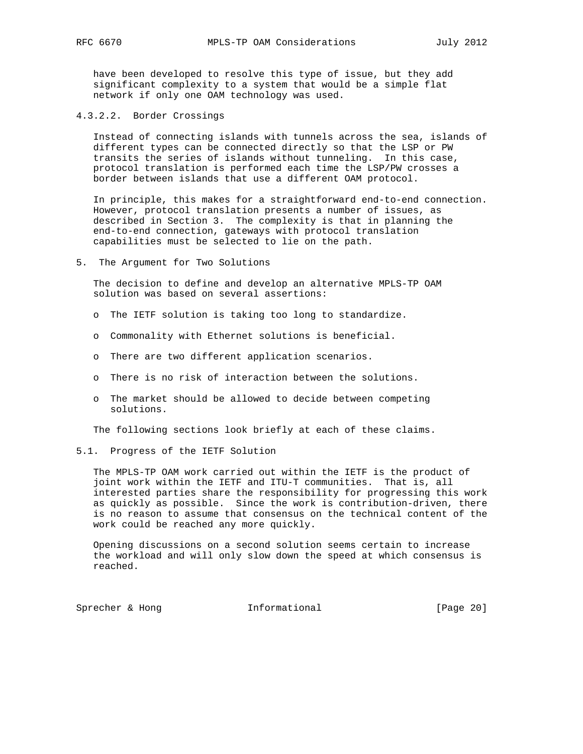have been developed to resolve this type of issue, but they add significant complexity to a system that would be a simple flat network if only one OAM technology was used.

#### 4.3.2.2. Border Crossings

Instead of connecting islands with tunnels across the sea, islands of different types can be connected directly so that the LSP or PW transits the series of islands without tunneling. In this case, protocol translation is performed each time the LSP/PW crosses a border between islands that use a different OAM protocol.

In principle, this makes for a straightforward end-to-end connection. However, protocol translation presents a number of issues, as described in Section 3. The complexity is that in planning the end-to-end connection, gateways with protocol translation capabilities must be selected to lie on the path.

## 5. The Argument for Two Solutions

The decision to define and develop an alternative MPLS-TP OAM solution was based on several assertions:

- The IETF solution is taking too long to standardize.
- Commonality with Ethernet solutions is beneficial.
- There are two different application scenarios.
- There is no risk of interaction between the solutions.
- The market should be allowed to decide between competing solutions.

The following sections look briefly at each of these claims.

### 5.1. Progress of the IETF Solution

The MPLS-TP OAM work carried out within the IETF is the product of joint work within the IETF and ITU-T communities. That is, all interested parties share the responsibility for progressing this work as quickly as possible. Since the work is contribution-driven, there is no reason to assume that consensus on the technical content of the work could be reached any more quickly.

Opening discussions on a second solution seems certain to increase the workload and will only slow down the speed at which consensus is reached.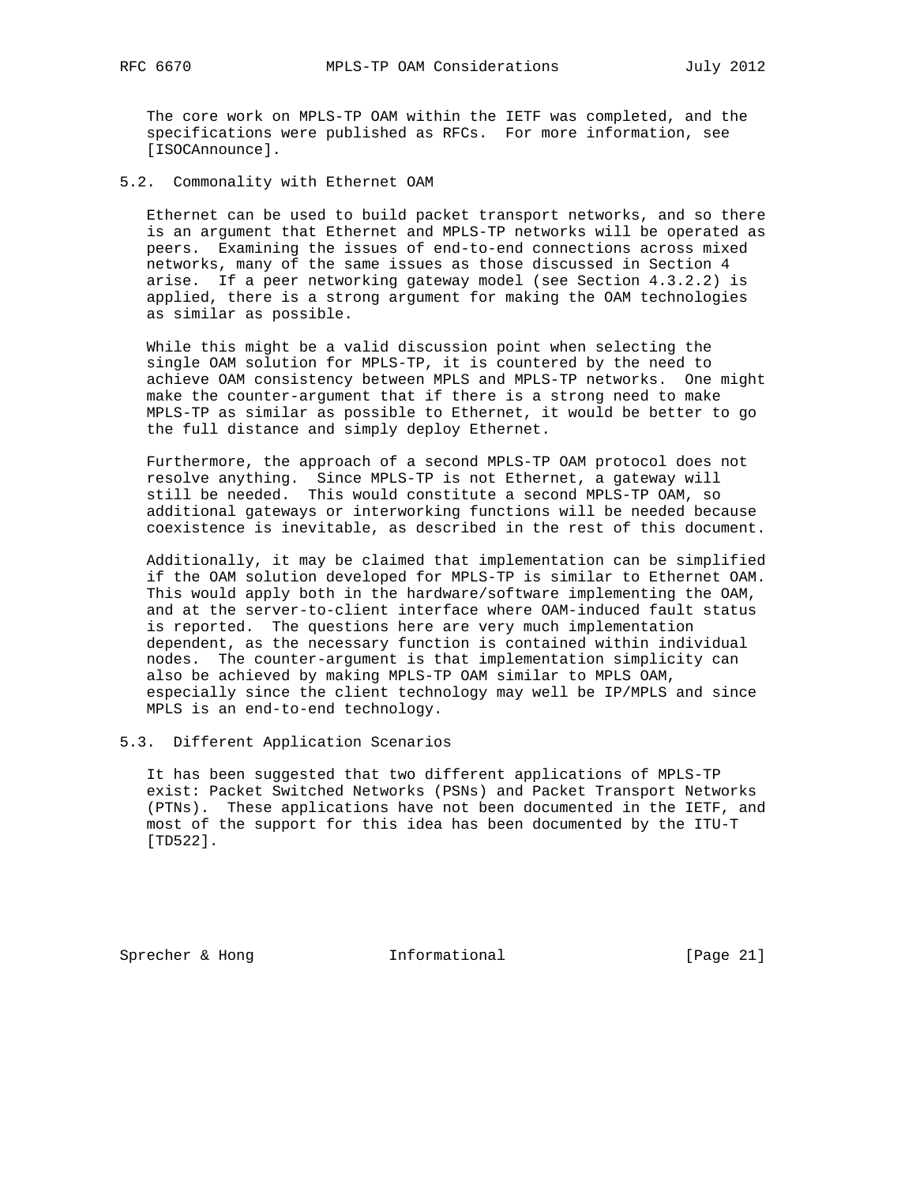The core work on MPLS-TP OAM within the IETF was completed, and the specifications were published as RFCs. For more information, see [ISOCAnnounce].

### 5.2. Commonality with Ethernet OAM

Ethernet can be used to build packet transport networks, and so there is an argument that Ethernet and MPLS-TP networks will be operated as peers. Examining the issues of end-to-end connections across mixed networks, many of the same issues as those discussed in Section 4 arise. If a peer networking gateway model (see Section 4.3.2.2) is applied, there is a strong argument for making the OAM technologies as similar as possible.

While this might be a valid discussion point when selecting the single OAM solution for MPLS-TP, it is countered by the need to achieve OAM consistency between MPLS and MPLS-TP networks. One might make the counter-argument that if there is a strong need to make MPLS-TP as similar as possible to Ethernet, it would be better to go the full distance and simply deploy Ethernet.

Furthermore, the approach of a second MPLS-TP OAM protocol does not resolve anything. Since MPLS-TP is not Ethernet, a gateway will still be needed. This would constitute a second MPLS-TP OAM, so additional gateways or interworking functions will be needed because coexistence is inevitable, as described in the rest of this document.

Additionally, it may be claimed that implementation can be simplified if the OAM solution developed for MPLS-TP is similar to Ethernet OAM. This would apply both in the hardware/software implementing the OAM, and at the server-to-client interface where OAM-induced fault status is reported. The questions here are very much implementation dependent, as the necessary function is contained within individual nodes. The counter-argument is that implementation simplicity can also be achieved by making MPLS-TP OAM similar to MPLS OAM, especially since the client technology may well be IP/MPLS and since MPLS is an end-to-end technology.

### 5.3. Different Application Scenarios

It has been suggested that two different applications of MPLS-TP exist: Packet Switched Networks (PSNs) and Packet Transport Networks (PTNs). These applications have not been documented in the IETF, and most of the support for this idea has been documented by the ITU-T [TD522].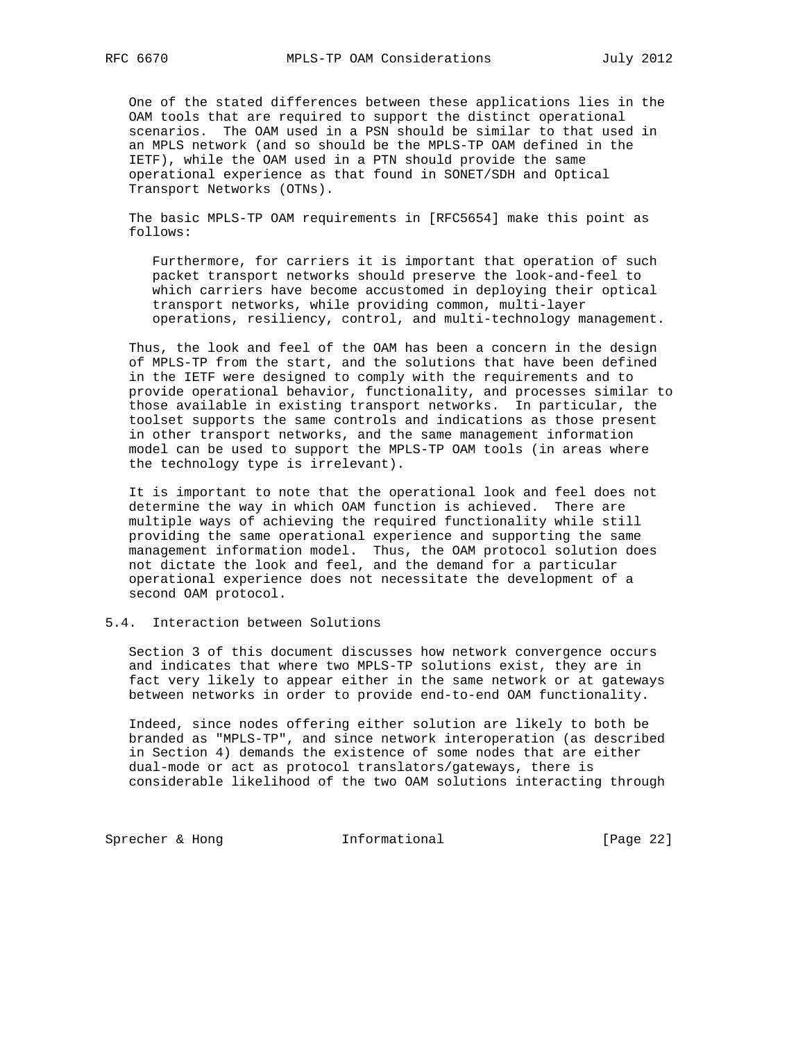One of the stated differences between these applications lies in the OAM tools that are required to support the distinct operational scenarios. The OAM used in a PSN should be similar to that used in an MPLS network (and so should be the MPLS-TP OAM defined in the IETF), while the OAM used in a PTN should provide the same operational experience as that found in SONET/SDH and Optical Transport Networks (OTNs).

The basic MPLS-TP OAM requirements in [RFC5654] make this point as follows:

> Furthermore, for carriers it is important that operation of such packet transport networks should preserve the look-and-feel to which carriers have become accustomed in deploying their optical transport networks, while providing common, multi-layer operations, resiliency, control, and multi-technology management.

Thus, the look and feel of the OAM has been a concern in the design of MPLS-TP from the start, and the solutions that have been defined in the IETF were designed to comply with the requirements and to provide operational behavior, functionality, and processes similar to those available in existing transport networks. In particular, the toolset supports the same controls and indications as those present in other transport networks, and the same management information model can be used to support the MPLS-TP OAM tools (in areas where the technology type is irrelevant).

It is important to note that the operational look and feel does not determine the way in which OAM function is achieved. There are multiple ways of achieving the required functionality while still providing the same operational experience and supporting the same management information model. Thus, the OAM protocol solution does not dictate the look and feel, and the demand for a particular operational experience does not necessitate the development of a second OAM protocol.

### 5.4. Interaction between Solutions

Section 3 of this document discusses how network convergence occurs and indicates that where two MPLS-TP solutions exist, they are in fact very likely to appear either in the same network or at gateways between networks in order to provide end-to-end OAM functionality.

Indeed, since nodes offering either solution are likely to both be branded as "MPLS-TP", and since network interoperation (as described in Section 4) demands the existence of some nodes that are either dual-mode or act as protocol translators/gateways, there is considerable likelihood of the two OAM solutions interacting through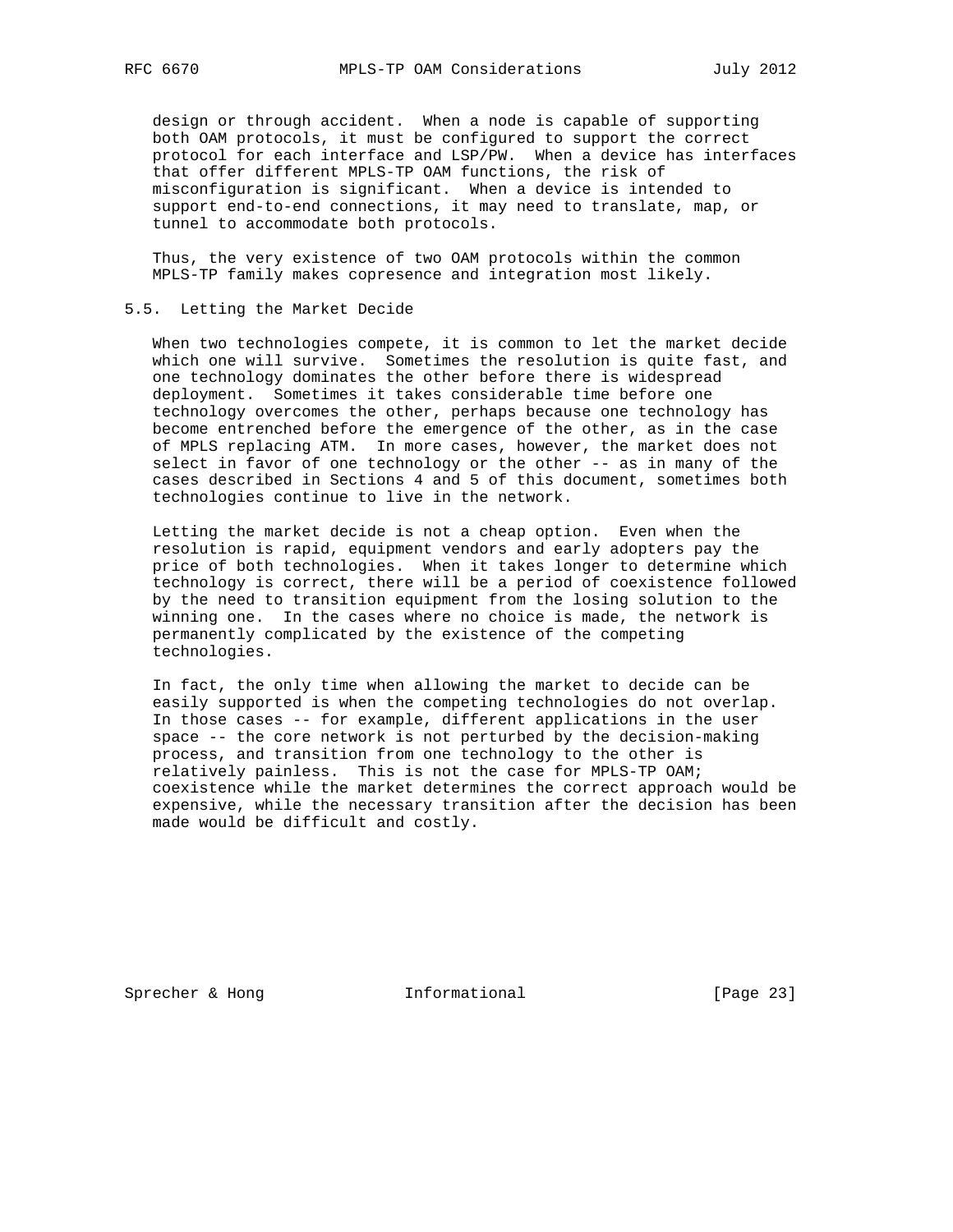design or through accident. When a node is capable of supporting both OAM protocols, it must be configured to support the correct protocol for each interface and LSP/PW. When a device has interfaces that offer different MPLS-TP OAM functions, the risk of misconfiguration is significant. When a device is intended to support end-to-end connections, it may need to translate, map, or tunnel to accommodate both protocols.

Thus, the very existence of two OAM protocols within the common MPLS-TP family makes copresence and integration most likely.

### 5.5. Letting the Market Decide

When two technologies compete, it is common to let the market decide which one will survive. Sometimes the resolution is quite fast, and one technology dominates the other before there is widespread deployment. Sometimes it takes considerable time before one technology overcomes the other, perhaps because one technology has become entrenched before the emergence of the other, as in the case of MPLS replacing ATM. In more cases, however, the market does not select in favor of one technology or the other -- as in many of the cases described in Sections 4 and 5 of this document, sometimes both technologies continue to live in the network.

Letting the market decide is not a cheap option. Even when the resolution is rapid, equipment vendors and early adopters pay the price of both technologies. When it takes longer to determine which technology is correct, there will be a period of coexistence followed by the need to transition equipment from the losing solution to the winning one. In the cases where no choice is made, the network is permanently complicated by the existence of the competing technologies.

In fact, the only time when allowing the market to decide can be easily supported is when the competing technologies do not overlap. In those cases -- for example, different applications in the user space -- the core network is not perturbed by the decision-making process, and transition from one technology to the other is relatively painless. This is not the case for MPLS-TP OAM; coexistence while the market determines the correct approach would be expensive, while the necessary transition after the decision has been made would be difficult and costly.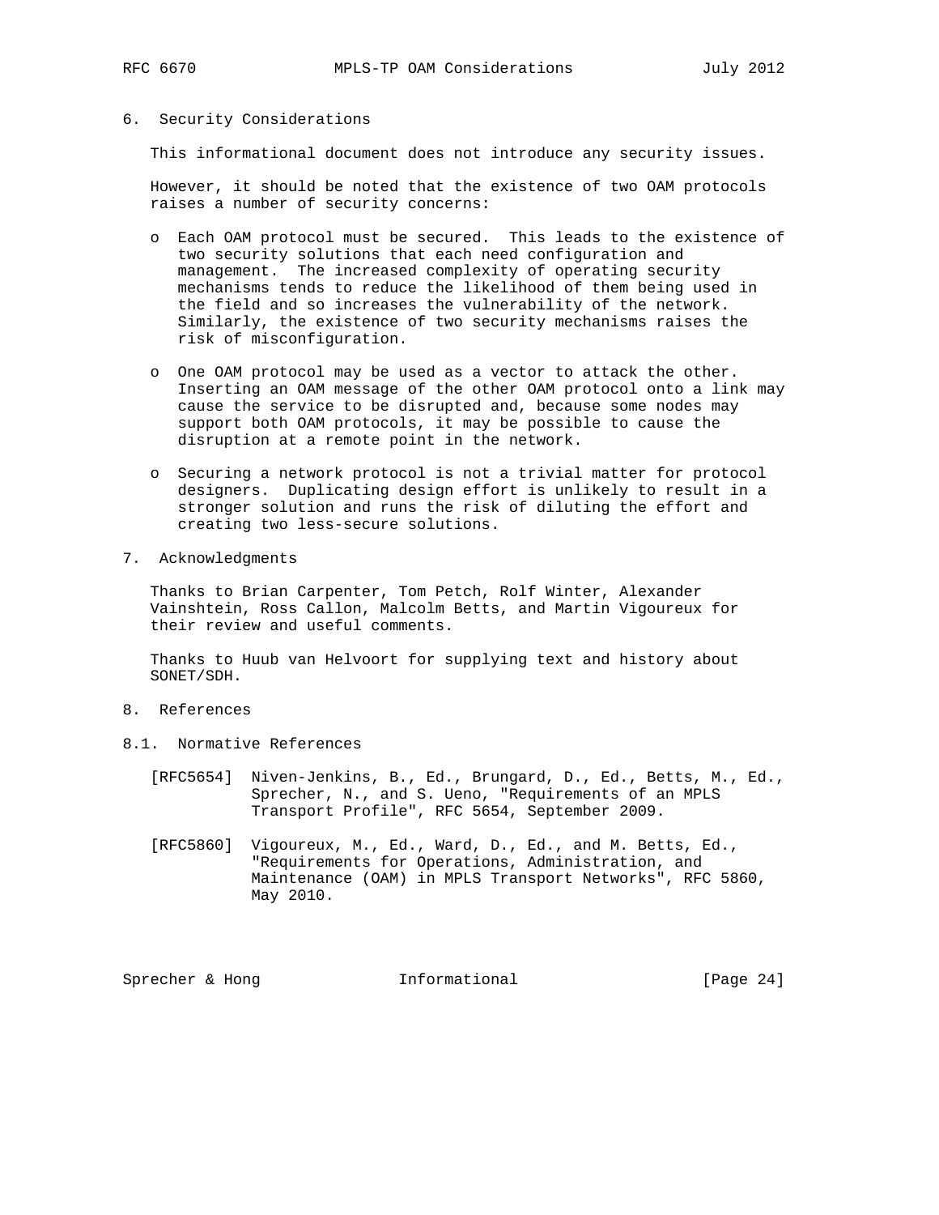## 6. Security Considerations

This informational document does not introduce any security issues.

However, it should be noted that the existence of two OAM protocols raises a number of security concerns:

- Each OAM protocol must be secured. This leads to the existence of two security solutions that each need configuration and management. The increased complexity of operating security mechanisms tends to reduce the likelihood of them being used in the field and so increases the vulnerability of the network. Similarly, the existence of two security mechanisms raises the risk of misconfiguration.

- One OAM protocol may be used as a vector to attack the other. Inserting an OAM message of the other OAM protocol onto a link may cause the service to be disrupted and, because some nodes may support both OAM protocols, it may be possible to cause the disruption at a remote point in the network.

- Securing a network protocol is not a trivial matter for protocol designers. Duplicating design effort is unlikely to result in a stronger solution and runs the risk of diluting the effort and creating two less-secure solutions.

## 7. Acknowledgments

Thanks to Brian Carpenter, Tom Petch, Rolf Winter, Alexander Vainshtein, Ross Callon, Malcolm Betts, and Martin Vigoureux for their review and useful comments.

Thanks to Huub van Helvoort for supplying text and history about SONET/SDH.

## 8. References

### 8.1. Normative References

[RFC5654] Niven-Jenkins, B., Ed., Brungard, D., Ed., Betts, M., Ed., Sprecher, N., and S. Ueno, "Requirements of an MPLS Transport Profile", RFC 5654, September 2009.

[RFC5860] Vigoureux, M., Ed., Ward, D., Ed., and M. Betts, Ed., "Requirements for Operations, Administration, and Maintenance (OAM) in MPLS Transport Networks", RFC 5860, May 2010.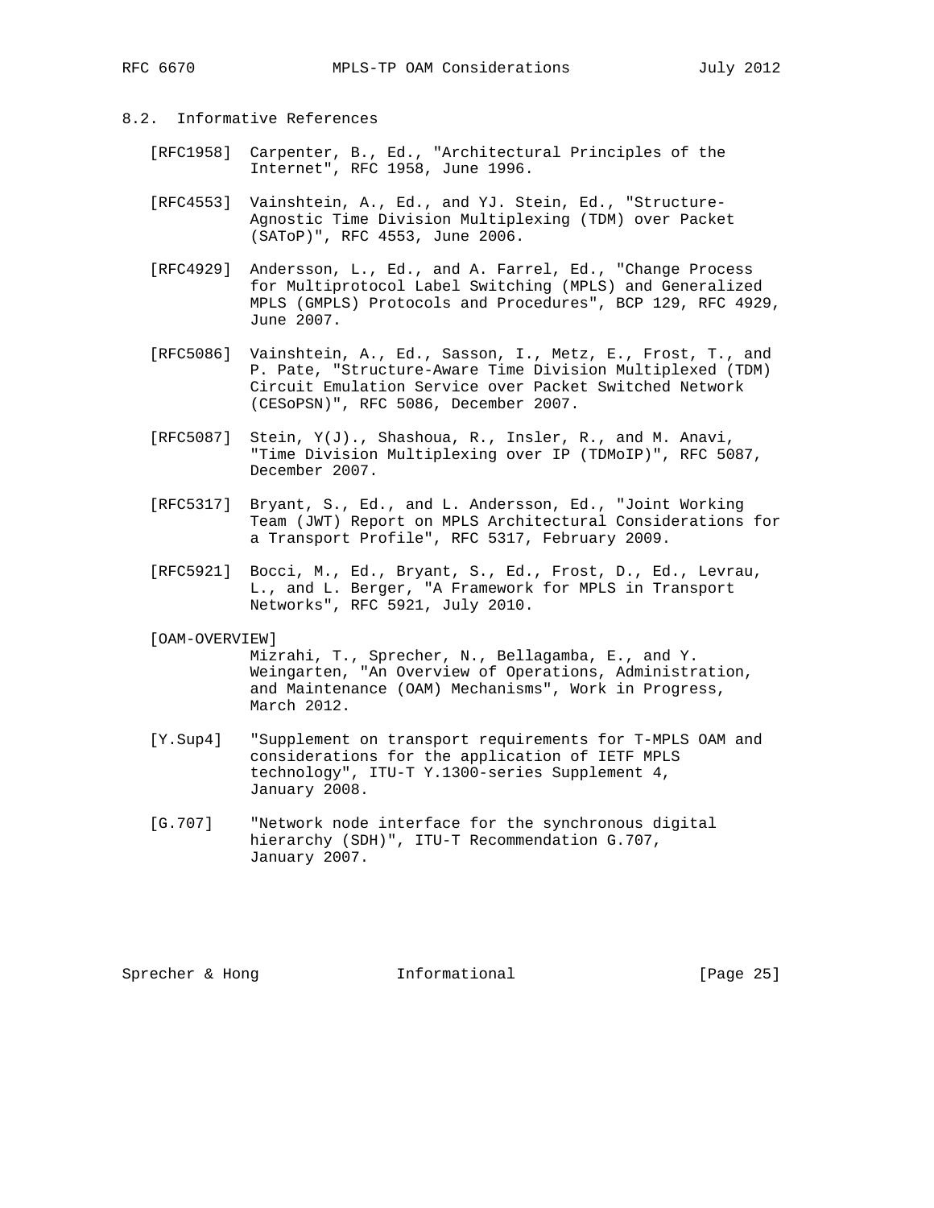## 8.2. Informative References

[RFC1958] Carpenter, B., Ed., "Architectural Principles of the Internet", RFC 1958, June 1996.

[RFC4553] Vainshtein, A., Ed., and YJ. Stein, Ed., "Structure-Agnostic Time Division Multiplexing (TDM) over Packet (SAToP)", RFC 4553, June 2006.

[RFC4929] Andersson, L., Ed., and A. Farrel, Ed., "Change Process for Multiprotocol Label Switching (MPLS) and Generalized MPLS (GMPLS) Protocols and Procedures", BCP 129, RFC 4929, June 2007.

[RFC5086] Vainshtein, A., Ed., Sasson, I., Metz, E., Frost, T., and P. Pate, "Structure-Aware Time Division Multiplexed (TDM) Circuit Emulation Service over Packet Switched Network (CESoPSN)", RFC 5086, December 2007.

[RFC5087] Stein, Y(J)., Shashoua, R., Insler, R., and M. Anavi, "Time Division Multiplexing over IP (TDMoIP)", RFC 5087, December 2007.

[RFC5317] Bryant, S., Ed., and L. Andersson, Ed., "Joint Working Team (JWT) Report on MPLS Architectural Considerations for a Transport Profile", RFC 5317, February 2009.

[RFC5921] Bocci, M., Ed., Bryant, S., Ed., Frost, D., Ed., Levrau, L., and L. Berger, "A Framework for MPLS in Transport Networks", RFC 5921, July 2010.

[OAM-OVERVIEW] Mizrahi, T., Sprecher, N., Bellagamba, E., and Y. Weingarten, "An Overview of Operations, Administration, and Maintenance (OAM) Mechanisms", Work in Progress, March 2012.

[Y.Sup4] "Supplement on transport requirements for T-MPLS OAM and considerations for the application of IETF MPLS technology", ITU-T Y.1300-series Supplement 4, January 2008.

[G.707] "Network node interface for the synchronous digital hierarchy (SDH)", ITU-T Recommendation G.707, January 2007.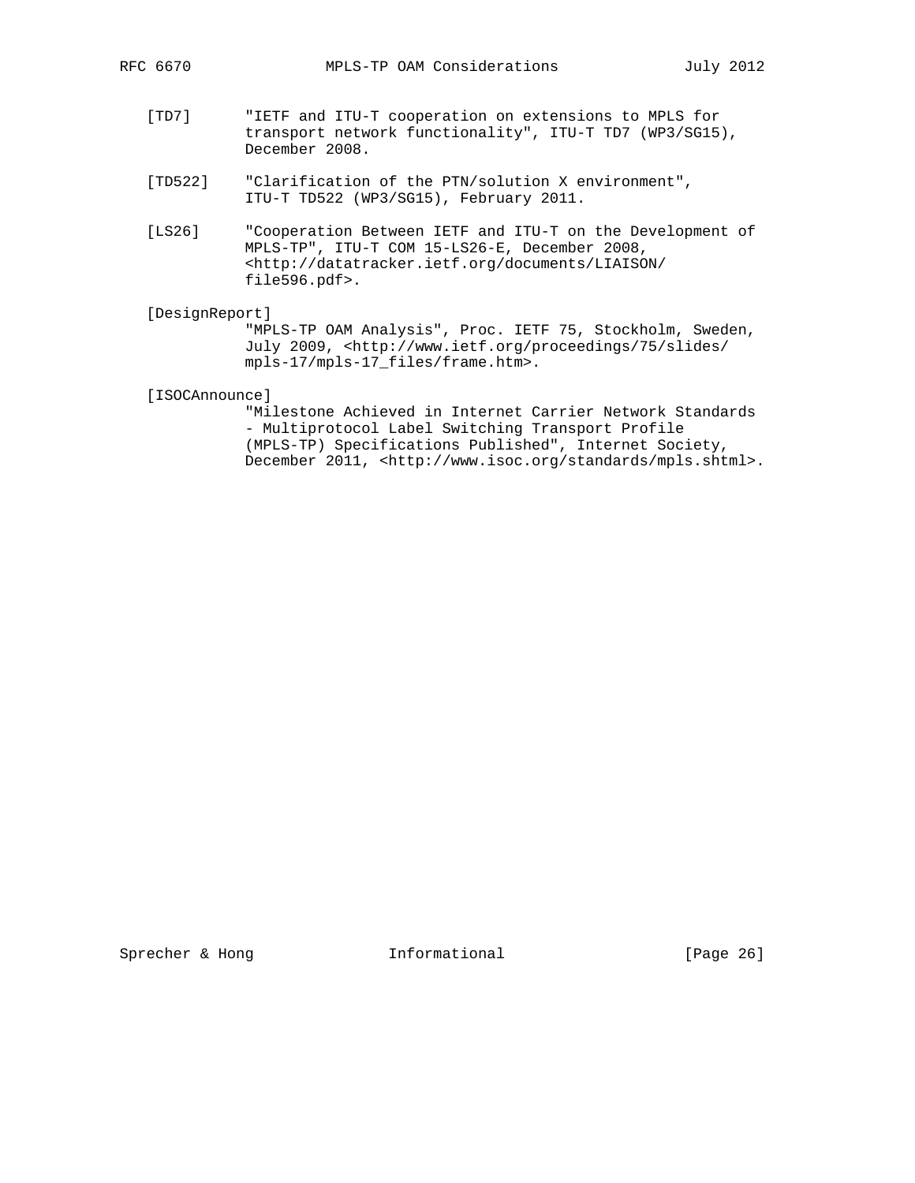[TD7] "IETF and ITU-T cooperation on extensions to MPLS for transport network functionality", ITU-T TD7 (WP3/SG15), December 2008.

[TD522] "Clarification of the PTN/solution X environment", ITU-T TD522 (WP3/SG15), February 2011.

[LS26] "Cooperation Between IETF and ITU-T on the Development of MPLS-TP", ITU-T COM 15-LS26-E, December 2008, <http://datatracker.ietf.org/documents/LIAISON/file596.pdf>.

[DesignReport] "MPLS-TP OAM Analysis", Proc. IETF 75, Stockholm, Sweden, July 2009, <http://www.ietf.org/proceedings/75/slides/mpls-17/mpls-17_files/frame.htm>.

[ISOCAnnounce] "Milestone Achieved in Internet Carrier Network Standards - Multiprotocol Label Switching Transport Profile (MPLS-TP) Specifications Published", Internet Society, December 2011, <http://www.isoc.org/standards/mpls.shtml>.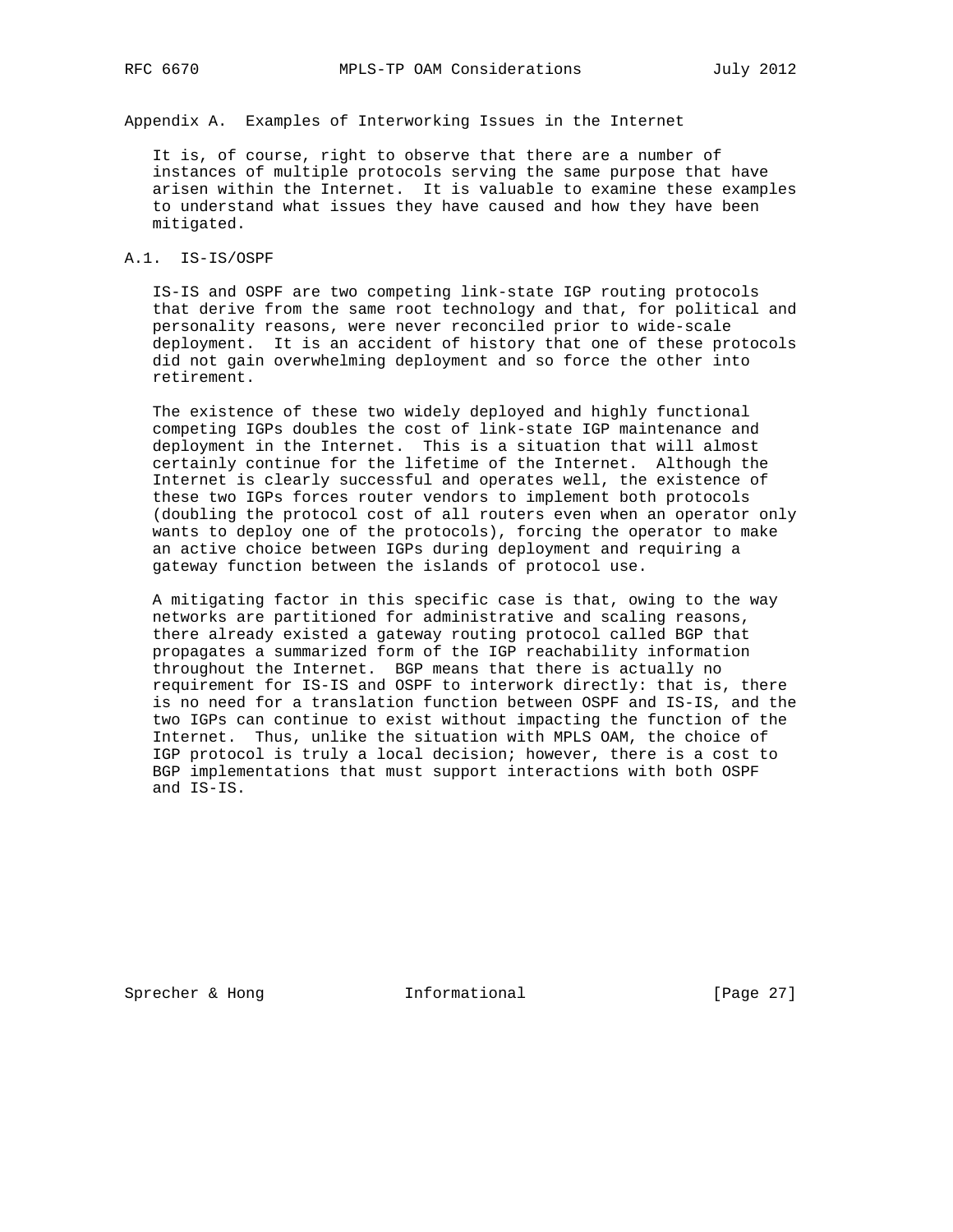# Appendix A. Examples of Interworking Issues in the Internet

It is, of course, right to observe that there are a number of instances of multiple protocols serving the same purpose that have arisen within the Internet. It is valuable to examine these examples to understand what issues they have caused and how they have been mitigated.

## A.1. IS-IS/OSPF

IS-IS and OSPF are two competing link-state IGP routing protocols that derive from the same root technology and that, for political and personality reasons, were never reconciled prior to wide-scale deployment. It is an accident of history that one of these protocols did not gain overwhelming deployment and so force the other into retirement.

The existence of these two widely deployed and highly functional competing IGPs doubles the cost of link-state IGP maintenance and deployment in the Internet. This is a situation that will almost certainly continue for the lifetime of the Internet. Although the Internet is clearly successful and operates well, the existence of these two IGPs forces router vendors to implement both protocols (doubling the protocol cost of all routers even when an operator only wants to deploy one of the protocols), forcing the operator to make an active choice between IGPs during deployment and requiring a gateway function between the islands of protocol use.

A mitigating factor in this specific case is that, owing to the way networks are partitioned for administrative and scaling reasons, there already existed a gateway routing protocol called BGP that propagates a summarized form of the IGP reachability information throughout the Internet. BGP means that there is actually no requirement for IS-IS and OSPF to interwork directly: that is, there is no need for a translation function between OSPF and IS-IS, and the two IGPs can continue to exist without impacting the function of the Internet. Thus, unlike the situation with MPLS OAM, the choice of IGP protocol is truly a local decision; however, there is a cost to BGP implementations that must support interactions with both OSPF and IS-IS.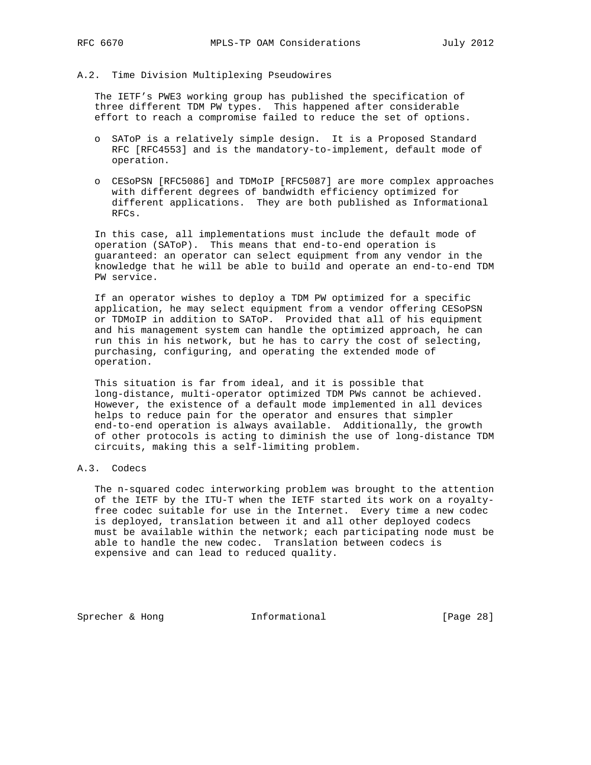### A.2. Time Division Multiplexing Pseudowires

The IETF's PWE3 working group has published the specification of three different TDM PW types. This happened after considerable effort to reach a compromise failed to reduce the set of options.

- SAToP is a relatively simple design. It is a Proposed Standard RFC [RFC4553] and is the mandatory-to-implement, default mode of operation.

- CESoPSN [RFC5086] and TDMoIP [RFC5087] are more complex approaches with different degrees of bandwidth efficiency optimized for different applications. They are both published as Informational RFCs.

In this case, all implementations must include the default mode of operation (SAToP). This means that end-to-end operation is guaranteed: an operator can select equipment from any vendor in the knowledge that he will be able to build and operate an end-to-end TDM PW service.

If an operator wishes to deploy a TDM PW optimized for a specific application, he may select equipment from a vendor offering CESoPSN or TDMoIP in addition to SAToP. Provided that all of his equipment and his management system can handle the optimized approach, he can run this in his network, but he has to carry the cost of selecting, purchasing, configuring, and operating the extended mode of operation.

This situation is far from ideal, and it is possible that long-distance, multi-operator optimized TDM PWs cannot be achieved. However, the existence of a default mode implemented in all devices helps to reduce pain for the operator and ensures that simpler end-to-end operation is always available. Additionally, the growth of other protocols is acting to diminish the use of long-distance TDM circuits, making this a self-limiting problem.

### A.3. Codecs

The n-squared codec interworking problem was brought to the attention of the IETF by the ITU-T when the IETF started its work on a royalty-free codec suitable for use in the Internet. Every time a new codec is deployed, translation between it and all other deployed codecs must be available within the network; each participating node must be able to handle the new codec. Translation between codecs is expensive and can lead to reduced quality.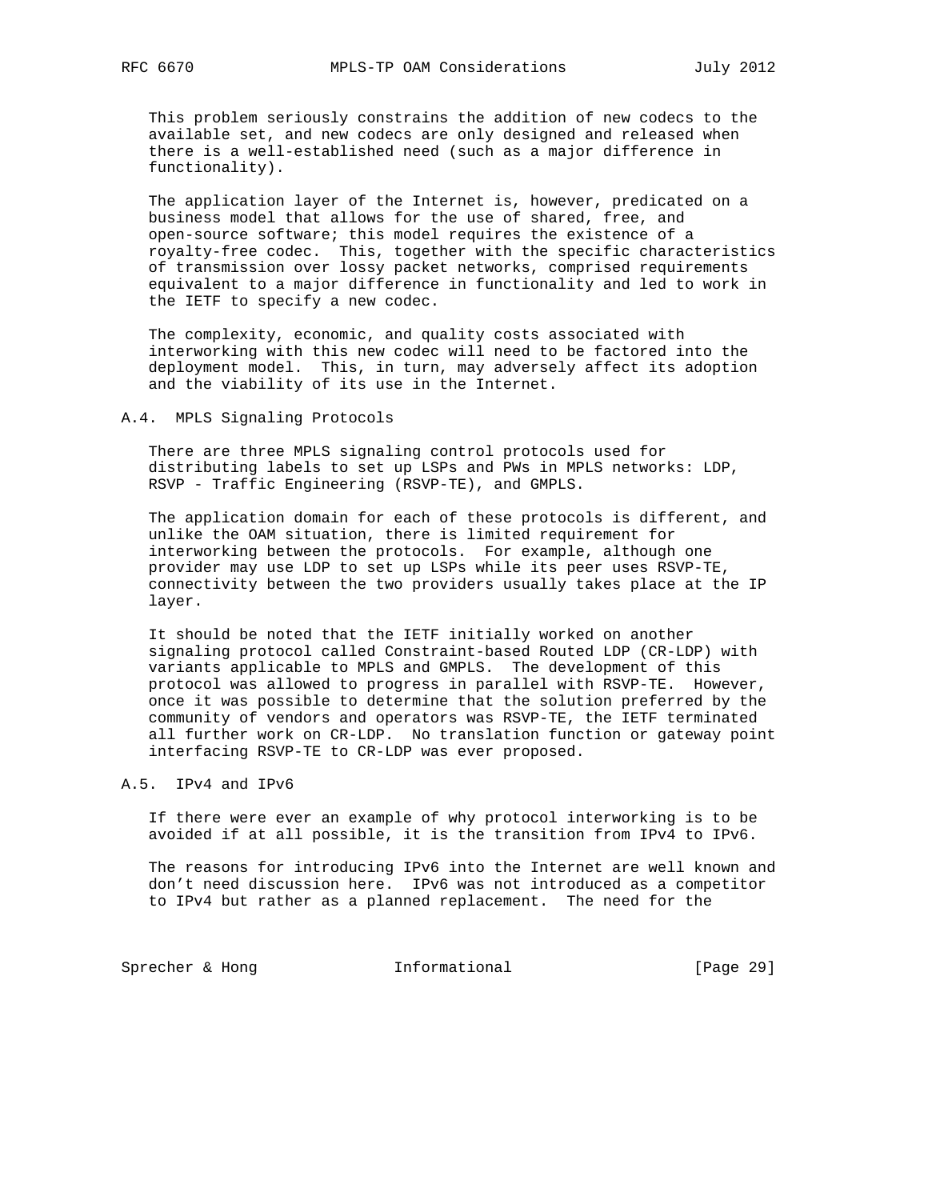This problem seriously constrains the addition of new codecs to the available set, and new codecs are only designed and released when there is a well-established need (such as a major difference in functionality).

The application layer of the Internet is, however, predicated on a business model that allows for the use of shared, free, and open-source software; this model requires the existence of a royalty-free codec. This, together with the specific characteristics of transmission over lossy packet networks, comprised requirements equivalent to a major difference in functionality and led to work in the IETF to specify a new codec.

The complexity, economic, and quality costs associated with interworking with this new codec will need to be factored into the deployment model. This, in turn, may adversely affect its adoption and the viability of its use in the Internet.

### A.4. MPLS Signaling Protocols

There are three MPLS signaling control protocols used for distributing labels to set up LSPs and PWs in MPLS networks: LDP, RSVP - Traffic Engineering (RSVP-TE), and GMPLS.

The application domain for each of these protocols is different, and unlike the OAM situation, there is limited requirement for interworking between the protocols. For example, although one provider may use LDP to set up LSPs while its peer uses RSVP-TE, connectivity between the two providers usually takes place at the IP layer.

It should be noted that the IETF initially worked on another signaling protocol called Constraint-based Routed LDP (CR-LDP) with variants applicable to MPLS and GMPLS. The development of this protocol was allowed to progress in parallel with RSVP-TE. However, once it was possible to determine that the solution preferred by the community of vendors and operators was RSVP-TE, the IETF terminated all further work on CR-LDP. No translation function or gateway point interfacing RSVP-TE to CR-LDP was ever proposed.

### A.5. IPv4 and IPv6

If there were ever an example of why protocol interworking is to be avoided if at all possible, it is the transition from IPv4 to IPv6.

The reasons for introducing IPv6 into the Internet are well known and don't need discussion here. IPv6 was not introduced as a competitor to IPv4 but rather as a planned replacement. The need for the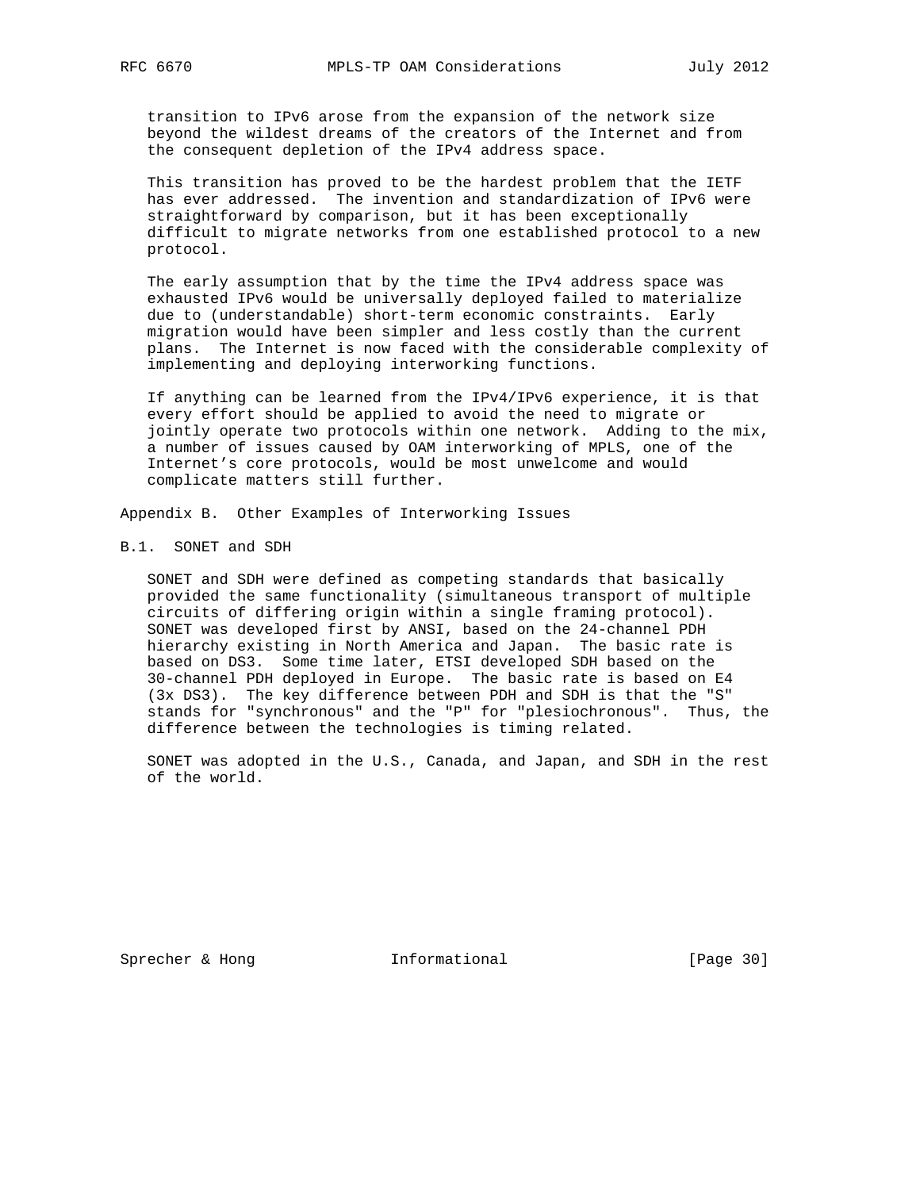transition to IPv6 arose from the expansion of the network size beyond the wildest dreams of the creators of the Internet and from the consequent depletion of the IPv4 address space.

This transition has proved to be the hardest problem that the IETF has ever addressed. The invention and standardization of IPv6 were straightforward by comparison, but it has been exceptionally difficult to migrate networks from one established protocol to a new protocol.

The early assumption that by the time the IPv4 address space was exhausted IPv6 would be universally deployed failed to materialize due to (understandable) short-term economic constraints. Early migration would have been simpler and less costly than the current plans. The Internet is now faced with the considerable complexity of implementing and deploying interworking functions.

If anything can be learned from the IPv4/IPv6 experience, it is that every effort should be applied to avoid the need to migrate or jointly operate two protocols within one network. Adding to the mix, a number of issues caused by OAM interworking of MPLS, one of the Internet's core protocols, would be most unwelcome and would complicate matters still further.

# Appendix B. Other Examples of Interworking Issues

## B.1. SONET and SDH

SONET and SDH were defined as competing standards that basically provided the same functionality (simultaneous transport of multiple circuits of differing origin within a single framing protocol). SONET was developed first by ANSI, based on the 24-channel PDH hierarchy existing in North America and Japan. The basic rate is based on DS3. Some time later, ETSI developed SDH based on the 30-channel PDH deployed in Europe. The basic rate is based on E4 (3x DS3). The key difference between PDH and SDH is that the "S" stands for "synchronous" and the "P" for "plesiochronous". Thus, the difference between the technologies is timing related.

SONET was adopted in the U.S., Canada, and Japan, and SDH in the rest of the world.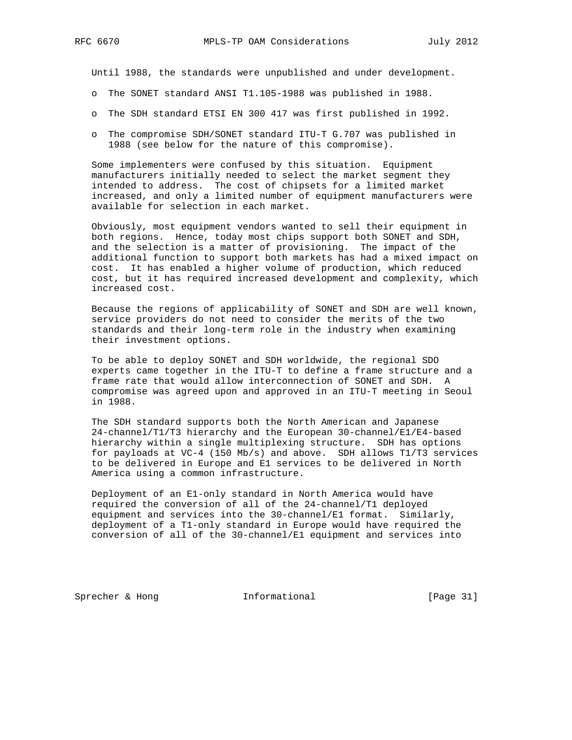Until 1988, the standards were unpublished and under development.

- The SONET standard ANSI T1.105-1988 was published in 1988.
- The SDH standard ETSI EN 300 417 was first published in 1992.
- The compromise SDH/SONET standard ITU-T G.707 was published in 1988 (see below for the nature of this compromise).

Some implementers were confused by this situation. Equipment manufacturers initially needed to select the market segment they intended to address. The cost of chipsets for a limited market increased, and only a limited number of equipment manufacturers were available for selection in each market.

Obviously, most equipment vendors wanted to sell their equipment in both regions. Hence, today most chips support both SONET and SDH, and the selection is a matter of provisioning. The impact of the additional function to support both markets has had a mixed impact on cost. It has enabled a higher volume of production, which reduced cost, but it has required increased development and complexity, which increased cost.

Because the regions of applicability of SONET and SDH are well known, service providers do not need to consider the merits of the two standards and their long-term role in the industry when examining their investment options.

To be able to deploy SONET and SDH worldwide, the regional SDO experts came together in the ITU-T to define a frame structure and a frame rate that would allow interconnection of SONET and SDH. A compromise was agreed upon and approved in an ITU-T meeting in Seoul in 1988.

The SDH standard supports both the North American and Japanese 24-channel/T1/T3 hierarchy and the European 30-channel/E1/E4-based hierarchy within a single multiplexing structure. SDH has options for payloads at VC-4 (150 Mb/s) and above. SDH allows T1/T3 services to be delivered in Europe and E1 services to be delivered in North America using a common infrastructure.

Deployment of an E1-only standard in North America would have required the conversion of all of the 24-channel/T1 deployed equipment and services into the 30-channel/E1 format. Similarly, deployment of a T1-only standard in Europe would have required the conversion of all of the 30-channel/E1 equipment and services into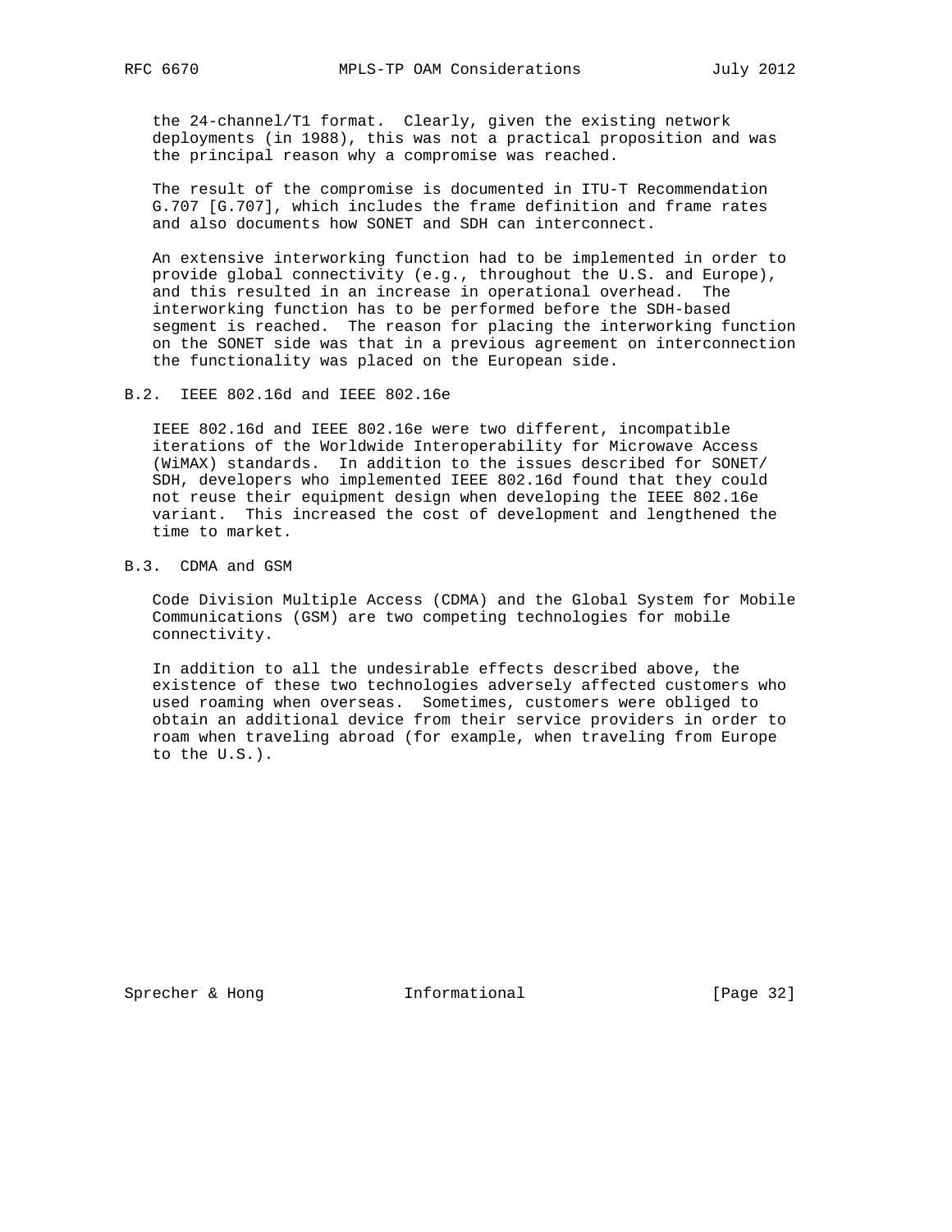the 24-channel/T1 format. Clearly, given the existing network deployments (in 1988), this was not a practical proposition and was the principal reason why a compromise was reached.

The result of the compromise is documented in ITU-T Recommendation G.707 [G.707], which includes the frame definition and frame rates and also documents how SONET and SDH can interconnect.

An extensive interworking function had to be implemented in order to provide global connectivity (e.g., throughout the U.S. and Europe), and this resulted in an increase in operational overhead. The interworking function has to be performed before the SDH-based segment is reached. The reason for placing the interworking function on the SONET side was that in a previous agreement on interconnection the functionality was placed on the European side.

## B.2. IEEE 802.16d and IEEE 802.16e

IEEE 802.16d and IEEE 802.16e were two different, incompatible iterations of the Worldwide Interoperability for Microwave Access (WiMAX) standards. In addition to the issues described for SONET/SDH, developers who implemented IEEE 802.16d found that they could not reuse their equipment design when developing the IEEE 802.16e variant. This increased the cost of development and lengthened the time to market.

## B.3. CDMA and GSM

Code Division Multiple Access (CDMA) and the Global System for Mobile Communications (GSM) are two competing technologies for mobile connectivity.

In addition to all the undesirable effects described above, the existence of these two technologies adversely affected customers who used roaming when overseas. Sometimes, customers were obliged to obtain an additional device from their service providers in order to roam when traveling abroad (for example, when traveling from Europe to the U.S.).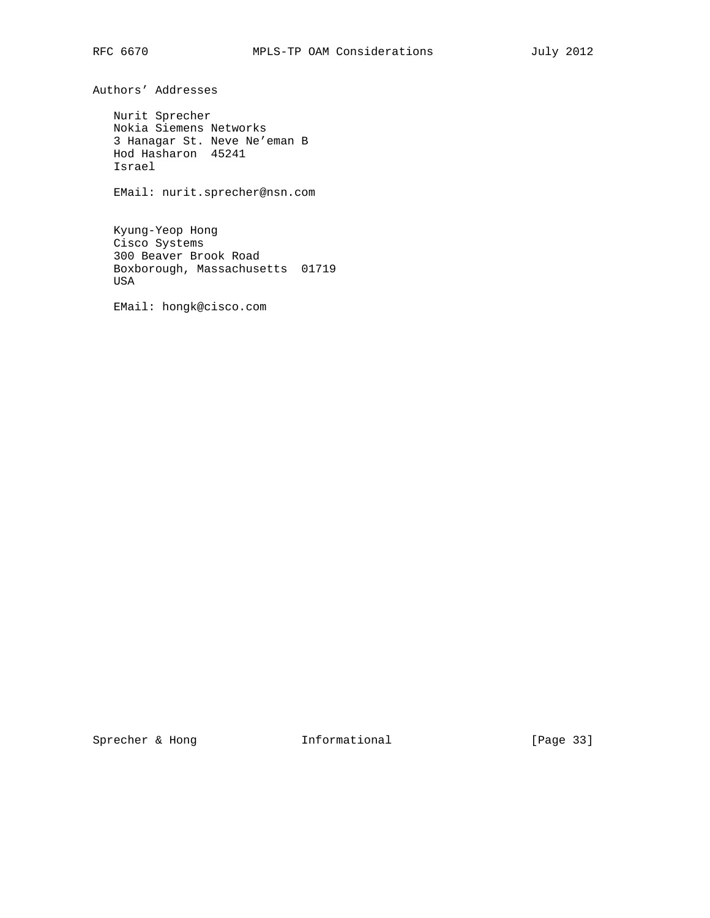## Authors' Addresses

Nurit Sprecher
Nokia Siemens Networks
3 Hanagar St. Neve Ne'eman B
Hod Hasharon  45241
Israel

EMail: nurit.sprecher@nsn.com

Kyung-Yeop Hong
Cisco Systems
300 Beaver Brook Road
Boxborough, Massachusetts  01719
USA

EMail: hongk@cisco.com